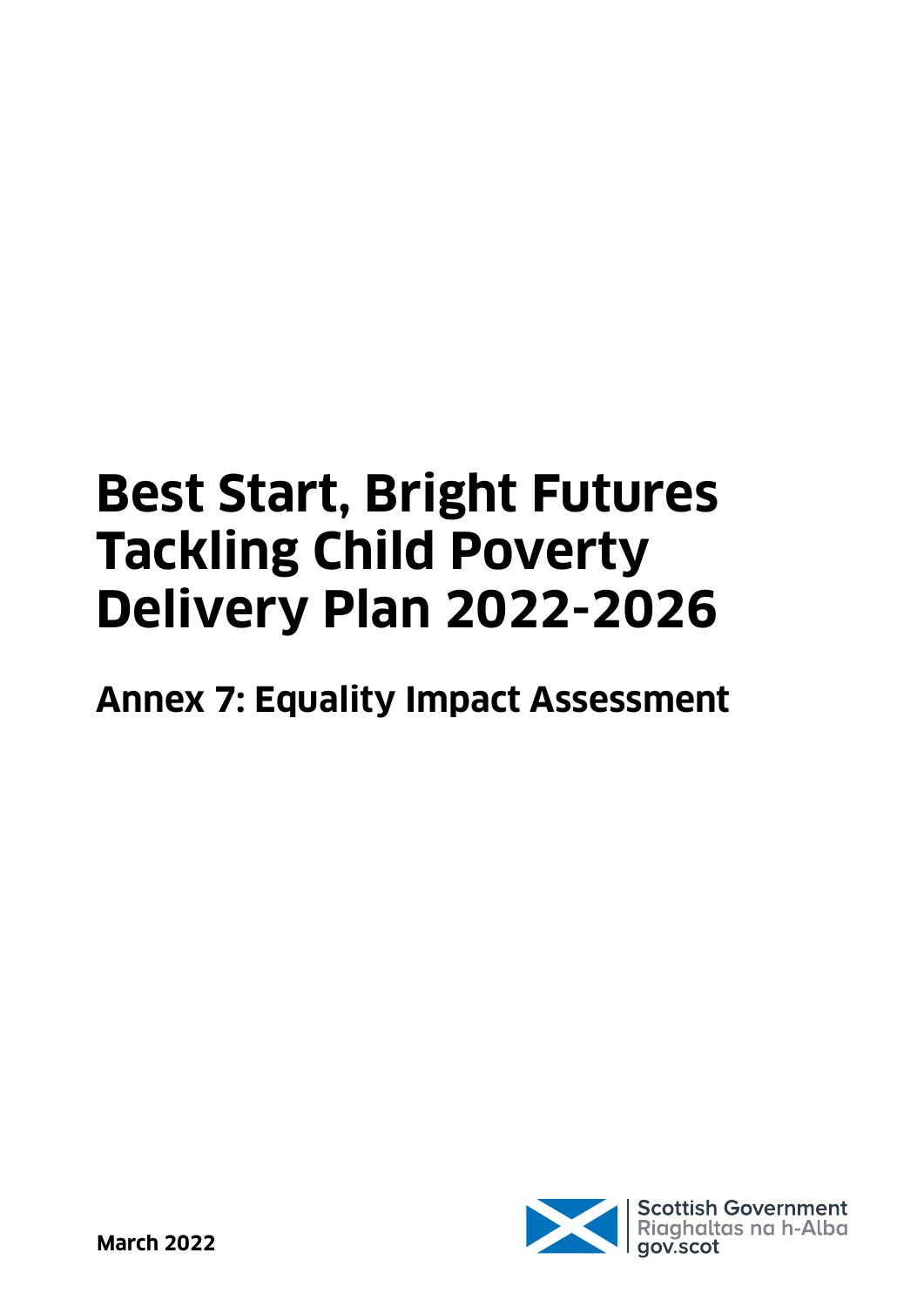# Best Start, Bright Futures Tackling Child Poverty Delivery Plan 2022-2026

## Annex 7: Equality Impact Assessment

**March 2022**

Scottish Government
Riaghaltas na h-Alba
gov.scot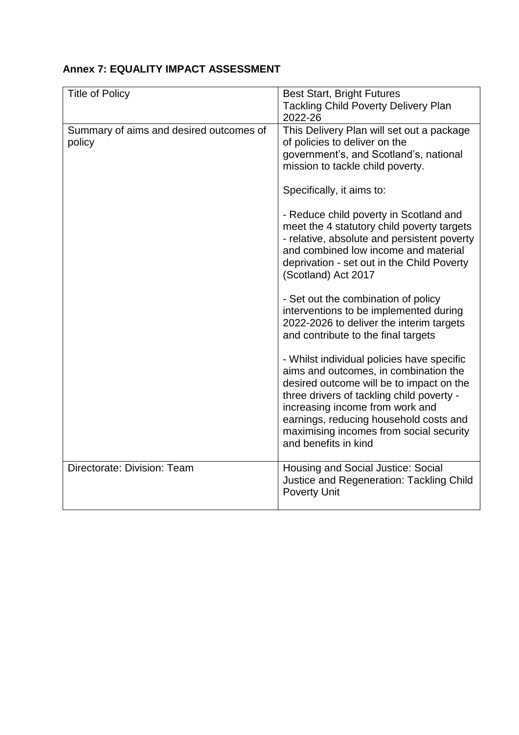**Annex 7: EQUALITY IMPACT ASSESSMENT**

| Title of Policy | Best Start, Bright Futures<br>Tackling Child Poverty Delivery Plan 2022-26 |
|---|---|
| Summary of aims and desired outcomes of policy | This Delivery Plan will set out a package of policies to deliver on the government's, and Scotland's, national mission to tackle child poverty.<br><br>Specifically, it aims to:<br><br>- Reduce child poverty in Scotland and meet the 4 statutory child poverty targets - relative, absolute and persistent poverty and combined low income and material deprivation - set out in the Child Poverty (Scotland) Act 2017<br><br>- Set out the combination of policy interventions to be implemented during 2022-2026 to deliver the interim targets and contribute to the final targets<br><br>- Whilst individual policies have specific aims and outcomes, in combination the desired outcome will be to impact on the three drivers of tackling child poverty - increasing income from work and earnings, reducing household costs and maximising incomes from social security and benefits in kind |
| Directorate: Division: Team | Housing and Social Justice: Social Justice and Regeneration: Tackling Child Poverty Unit |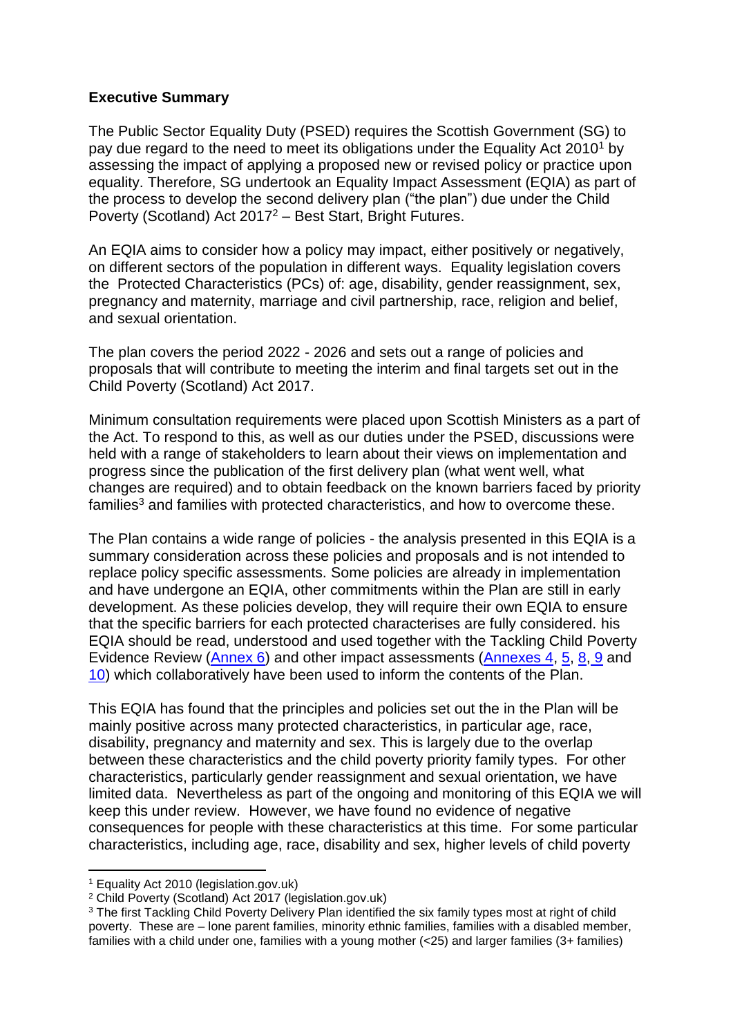**Executive Summary**

The Public Sector Equality Duty (PSED) requires the Scottish Government (SG) to pay due regard to the need to meet its obligations under the Equality Act 2010[1] by assessing the impact of applying a proposed new or revised policy or practice upon equality. Therefore, SG undertook an Equality Impact Assessment (EQIA) as part of the process to develop the second delivery plan ("the plan") due under the Child Poverty (Scotland) Act 2017[2] – Best Start, Bright Futures.

An EQIA aims to consider how a policy may impact, either positively or negatively, on different sectors of the population in different ways. Equality legislation covers the Protected Characteristics (PCs) of: age, disability, gender reassignment, sex, pregnancy and maternity, marriage and civil partnership, race, religion and belief, and sexual orientation.

The plan covers the period 2022 - 2026 and sets out a range of policies and proposals that will contribute to meeting the interim and final targets set out in the Child Poverty (Scotland) Act 2017.

Minimum consultation requirements were placed upon Scottish Ministers as a part of the Act. To respond to this, as well as our duties under the PSED, discussions were held with a range of stakeholders to learn about their views on implementation and progress since the publication of the first delivery plan (what went well, what changes are required) and to obtain feedback on the known barriers faced by priority families[3] and families with protected characteristics, and how to overcome these.

The Plan contains a wide range of policies - the analysis presented in this EQIA is a summary consideration across these policies and proposals and is not intended to replace policy specific assessments. Some policies are already in implementation and have undergone an EQIA, other commitments within the Plan are still in early development. As these policies develop, they will require their own EQIA to ensure that the specific barriers for each protected characterises are fully considered. his EQIA should be read, understood and used together with the Tackling Child Poverty Evidence Review (Annex 6) and other impact assessments (Annexes 4, 5, 8, 9 and 10) which collaboratively have been used to inform the contents of the Plan.

This EQIA has found that the principles and policies set out the in the Plan will be mainly positive across many protected characteristics, in particular age, race, disability, pregnancy and maternity and sex. This is largely due to the overlap between these characteristics and the child poverty priority family types. For other characteristics, particularly gender reassignment and sexual orientation, we have limited data. Nevertheless as part of the ongoing and monitoring of this EQIA we will keep this under review. However, we have found no evidence of negative consequences for people with these characteristics at this time. For some particular characteristics, including age, race, disability and sex, higher levels of child poverty

---

[1] Equality Act 2010 (legislation.gov.uk)

[2] Child Poverty (Scotland) Act 2017 (legislation.gov.uk)

[3] The first Tackling Child Poverty Delivery Plan identified the six family types most at right of child poverty. These are – lone parent families, minority ethnic families, families with a disabled member, families with a child under one, families with a young mother (<25) and larger families (3+ families)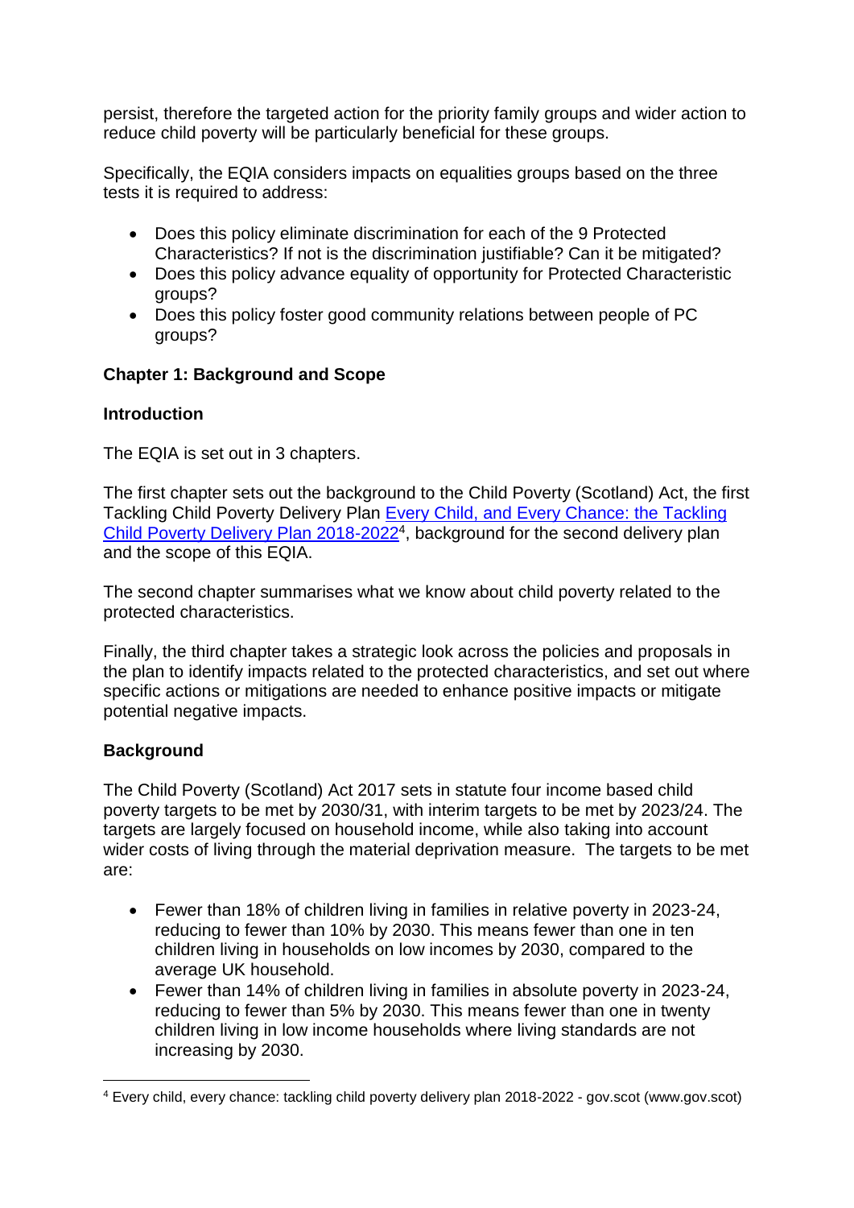persist, therefore the targeted action for the priority family groups and wider action to reduce child poverty will be particularly beneficial for these groups.

Specifically, the EQIA considers impacts on equalities groups based on the three tests it is required to address:

- Does this policy eliminate discrimination for each of the 9 Protected Characteristics? If not is the discrimination justifiable? Can it be mitigated?
- Does this policy advance equality of opportunity for Protected Characteristic groups?
- Does this policy foster good community relations between people of PC groups?

**Chapter 1: Background and Scope**

**Introduction**

The EQIA is set out in 3 chapters.

The first chapter sets out the background to the Child Poverty (Scotland) Act, the first Tackling Child Poverty Delivery Plan [Every Child, and Every Chance: the Tackling Child Poverty Delivery Plan 2018-2022][4], background for the second delivery plan and the scope of this EQIA.

The second chapter summarises what we know about child poverty related to the protected characteristics.

Finally, the third chapter takes a strategic look across the policies and proposals in the plan to identify impacts related to the protected characteristics, and set out where specific actions or mitigations are needed to enhance positive impacts or mitigate potential negative impacts.

**Background**

The Child Poverty (Scotland) Act 2017 sets in statute four income based child poverty targets to be met by 2030/31, with interim targets to be met by 2023/24. The targets are largely focused on household income, while also taking into account wider costs of living through the material deprivation measure. The targets to be met are:

- Fewer than 18% of children living in families in relative poverty in 2023-24, reducing to fewer than 10% by 2030. This means fewer than one in ten children living in households on low incomes by 2030, compared to the average UK household.
- Fewer than 14% of children living in families in absolute poverty in 2023-24, reducing to fewer than 5% by 2030. This means fewer than one in twenty children living in low income households where living standards are not increasing by 2030.

[4] Every child, every chance: tackling child poverty delivery plan 2018-2022 - gov.scot (www.gov.scot)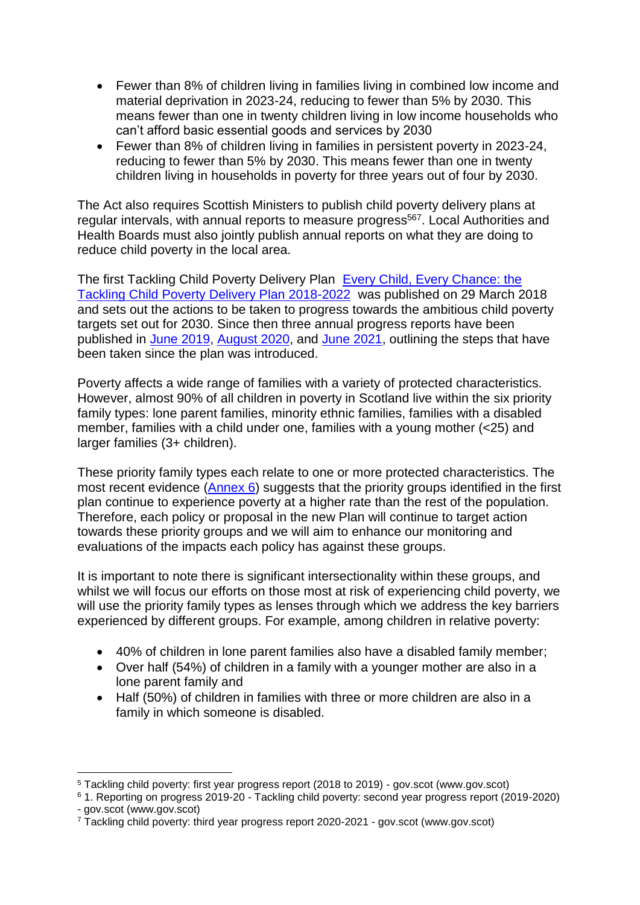- Fewer than 8% of children living in families living in combined low income and material deprivation in 2023-24, reducing to fewer than 5% by 2030. This means fewer than one in twenty children living in low income households who can't afford basic essential goods and services by 2030
- Fewer than 8% of children living in families in persistent poverty in 2023-24, reducing to fewer than 5% by 2030. This means fewer than one in twenty children living in households in poverty for three years out of four by 2030.

The Act also requires Scottish Ministers to publish child poverty delivery plans at regular intervals, with annual reports to measure progress[5][6][7]. Local Authorities and Health Boards must also jointly publish annual reports on what they are doing to reduce child poverty in the local area.

The first Tackling Child Poverty Delivery Plan Every Child, Every Chance: the Tackling Child Poverty Delivery Plan 2018-2022 was published on 29 March 2018 and sets out the actions to be taken to progress towards the ambitious child poverty targets set out for 2030. Since then three annual progress reports have been published in June 2019, August 2020, and June 2021, outlining the steps that have been taken since the plan was introduced.

Poverty affects a wide range of families with a variety of protected characteristics. However, almost 90% of all children in poverty in Scotland live within the six priority family types: lone parent families, minority ethnic families, families with a disabled member, families with a child under one, families with a young mother (<25) and larger families (3+ children).

These priority family types each relate to one or more protected characteristics. The most recent evidence (Annex 6) suggests that the priority groups identified in the first plan continue to experience poverty at a higher rate than the rest of the population. Therefore, each policy or proposal in the new Plan will continue to target action towards these priority groups and we will aim to enhance our monitoring and evaluations of the impacts each policy has against these groups.

It is important to note there is significant intersectionality within these groups, and whilst we will focus our efforts on those most at risk of experiencing child poverty, we will use the priority family types as lenses through which we address the key barriers experienced by different groups. For example, among children in relative poverty:

- 40% of children in lone parent families also have a disabled family member;
- Over half (54%) of children in a family with a younger mother are also in a lone parent family and
- Half (50%) of children in families with three or more children are also in a family in which someone is disabled.

---

[5] Tackling child poverty: first year progress report (2018 to 2019) - gov.scot (www.gov.scot)

[6] 1. Reporting on progress 2019-20 - Tackling child poverty: second year progress report (2019-2020) - gov.scot (www.gov.scot)

[7] Tackling child poverty: third year progress report 2020-2021 - gov.scot (www.gov.scot)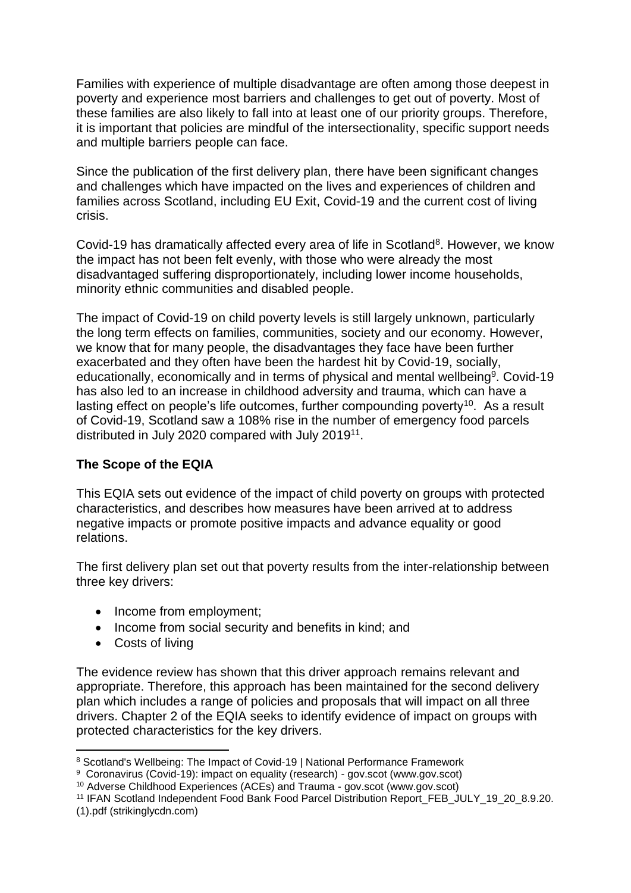Families with experience of multiple disadvantage are often among those deepest in poverty and experience most barriers and challenges to get out of poverty. Most of these families are also likely to fall into at least one of our priority groups. Therefore, it is important that policies are mindful of the intersectionality, specific support needs and multiple barriers people can face.

Since the publication of the first delivery plan, there have been significant changes and challenges which have impacted on the lives and experiences of children and families across Scotland, including EU Exit, Covid-19 and the current cost of living crisis.

Covid-19 has dramatically affected every area of life in Scotland[8]. However, we know the impact has not been felt evenly, with those who were already the most disadvantaged suffering disproportionately, including lower income households, minority ethnic communities and disabled people.

The impact of Covid-19 on child poverty levels is still largely unknown, particularly the long term effects on families, communities, society and our economy. However, we know that for many people, the disadvantages they face have been further exacerbated and they often have been the hardest hit by Covid-19, socially, educationally, economically and in terms of physical and mental wellbeing[9]. Covid-19 has also led to an increase in childhood adversity and trauma, which can have a lasting effect on people's life outcomes, further compounding poverty[10]. As a result of Covid-19, Scotland saw a 108% rise in the number of emergency food parcels distributed in July 2020 compared with July 2019[11].

**The Scope of the EQIA**

This EQIA sets out evidence of the impact of child poverty on groups with protected characteristics, and describes how measures have been arrived at to address negative impacts or promote positive impacts and advance equality or good relations.

The first delivery plan set out that poverty results from the inter-relationship between three key drivers:

- Income from employment;
- Income from social security and benefits in kind; and
- Costs of living

The evidence review has shown that this driver approach remains relevant and appropriate. Therefore, this approach has been maintained for the second delivery plan which includes a range of policies and proposals that will impact on all three drivers. Chapter 2 of the EQIA seeks to identify evidence of impact on groups with protected characteristics for the key drivers.

---

[8] Scotland's Wellbeing: The Impact of Covid-19 | National Performance Framework

[9] Coronavirus (Covid-19): impact on equality (research) - gov.scot (www.gov.scot)

[10] Adverse Childhood Experiences (ACEs) and Trauma - gov.scot (www.gov.scot)

[11] IFAN Scotland Independent Food Bank Food Parcel Distribution Report_FEB_JULY_19_20_8.9.20. (1).pdf (strikinglycdn.com)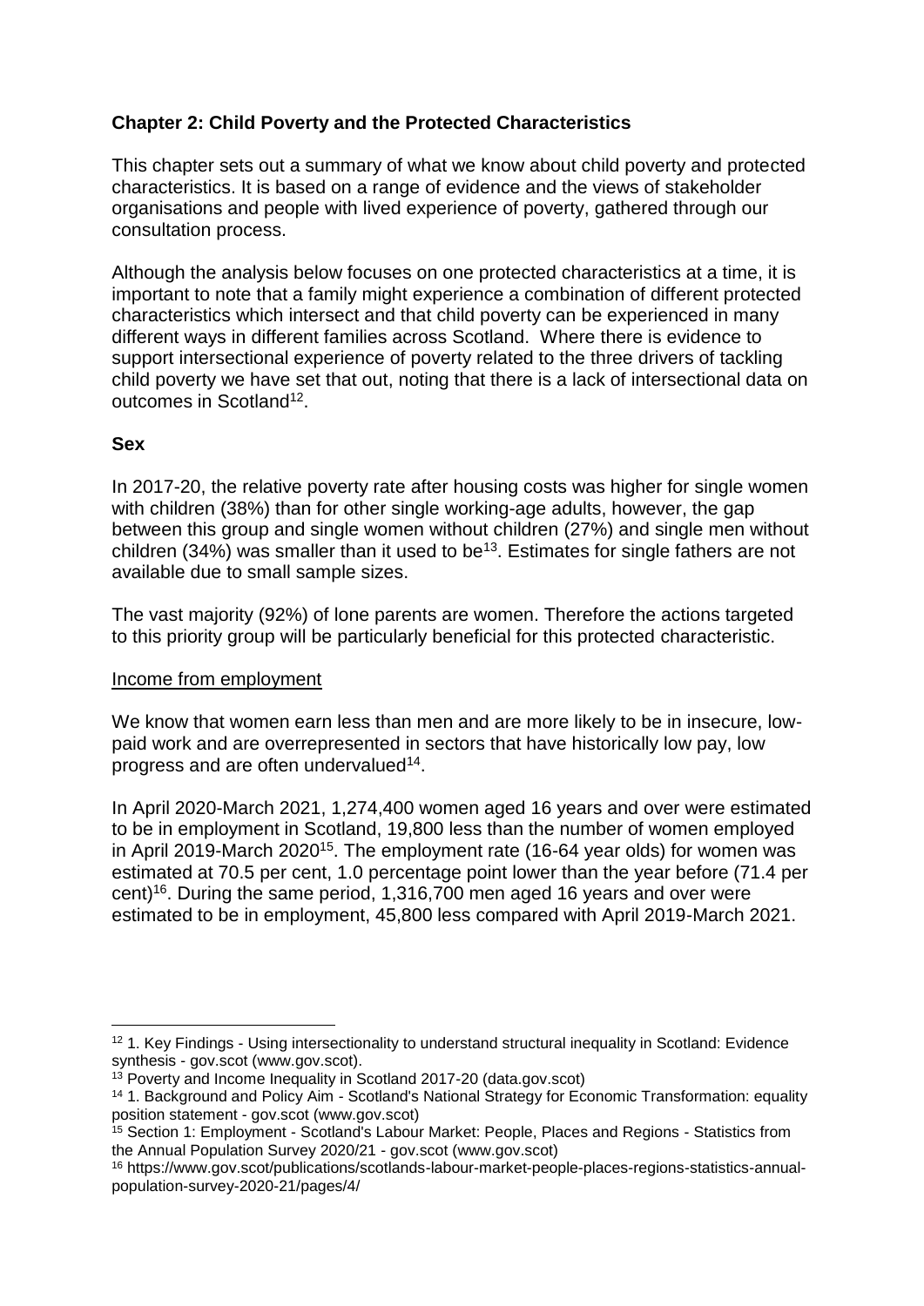## Chapter 2: Child Poverty and the Protected Characteristics

This chapter sets out a summary of what we know about child poverty and protected characteristics. It is based on a range of evidence and the views of stakeholder organisations and people with lived experience of poverty, gathered through our consultation process.

Although the analysis below focuses on one protected characteristics at a time, it is important to note that a family might experience a combination of different protected characteristics which intersect and that child poverty can be experienced in many different ways in different families across Scotland. Where there is evidence to support intersectional experience of poverty related to the three drivers of tackling child poverty we have set that out, noting that there is a lack of intersectional data on outcomes in Scotland[12].

### Sex

In 2017-20, the relative poverty rate after housing costs was higher for single women with children (38%) than for other single working-age adults, however, the gap between this group and single women without children (27%) and single men without children (34%) was smaller than it used to be[13]. Estimates for single fathers are not available due to small sample sizes.

The vast majority (92%) of lone parents are women. Therefore the actions targeted to this priority group will be particularly beneficial for this protected characteristic.

#### Income from employment

We know that women earn less than men and are more likely to be in insecure, low-paid work and are overrepresented in sectors that have historically low pay, low progress and are often undervalued[14].

In April 2020-March 2021, 1,274,400 women aged 16 years and over were estimated to be in employment in Scotland, 19,800 less than the number of women employed in April 2019-March 2020[15]. The employment rate (16-64 year olds) for women was estimated at 70.5 per cent, 1.0 percentage point lower than the year before (71.4 per cent)[16]. During the same period, 1,316,700 men aged 16 years and over were estimated to be in employment, 45,800 less compared with April 2019-March 2021.

---

[12] 1. Key Findings - Using intersectionality to understand structural inequality in Scotland: Evidence synthesis - gov.scot (www.gov.scot).

[13] Poverty and Income Inequality in Scotland 2017-20 (data.gov.scot)

[14] 1. Background and Policy Aim - Scotland's National Strategy for Economic Transformation: equality position statement - gov.scot (www.gov.scot)

[15] Section 1: Employment - Scotland's Labour Market: People, Places and Regions - Statistics from the Annual Population Survey 2020/21 - gov.scot (www.gov.scot)

[16] https://www.gov.scot/publications/scotlands-labour-market-people-places-regions-statistics-annual-population-survey-2020-21/pages/4/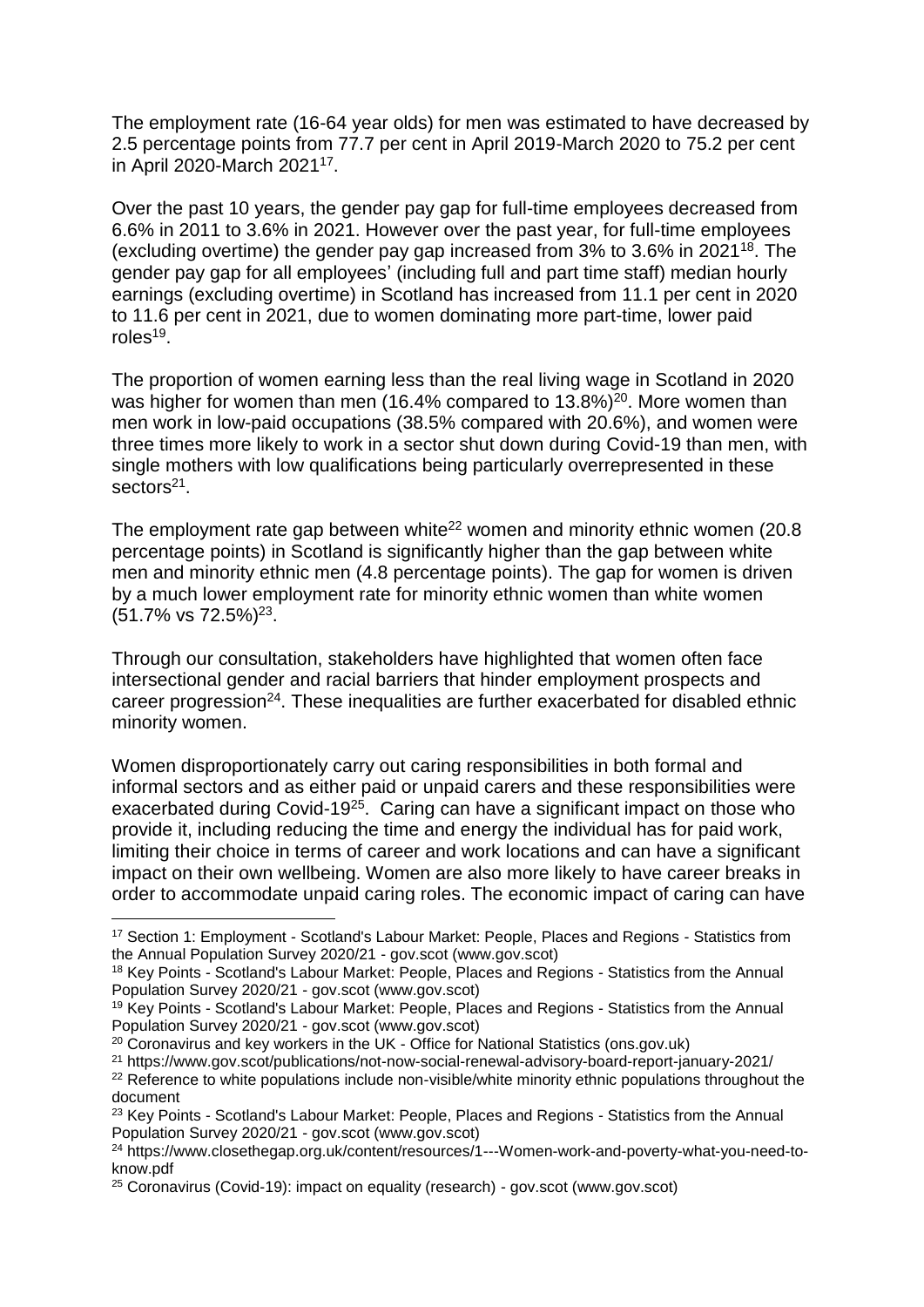The employment rate (16-64 year olds) for men was estimated to have decreased by 2.5 percentage points from 77.7 per cent in April 2019-March 2020 to 75.2 per cent in April 2020-March 2021[17].

Over the past 10 years, the gender pay gap for full-time employees decreased from 6.6% in 2011 to 3.6% in 2021. However over the past year, for full-time employees (excluding overtime) the gender pay gap increased from 3% to 3.6% in 2021[18]. The gender pay gap for all employees' (including full and part time staff) median hourly earnings (excluding overtime) in Scotland has increased from 11.1 per cent in 2020 to 11.6 per cent in 2021, due to women dominating more part-time, lower paid roles[19].

The proportion of women earning less than the real living wage in Scotland in 2020 was higher for women than men (16.4% compared to 13.8%)[20]. More women than men work in low-paid occupations (38.5% compared with 20.6%), and women were three times more likely to work in a sector shut down during Covid-19 than men, with single mothers with low qualifications being particularly overrepresented in these sectors[21].

The employment rate gap between white[22] women and minority ethnic women (20.8 percentage points) in Scotland is significantly higher than the gap between white men and minority ethnic men (4.8 percentage points). The gap for women is driven by a much lower employment rate for minority ethnic women than white women (51.7% vs 72.5%)[23].

Through our consultation, stakeholders have highlighted that women often face intersectional gender and racial barriers that hinder employment prospects and career progression[24]. These inequalities are further exacerbated for disabled ethnic minority women.

Women disproportionately carry out caring responsibilities in both formal and informal sectors and as either paid or unpaid carers and these responsibilities were exacerbated during Covid-19[25]. Caring can have a significant impact on those who provide it, including reducing the time and energy the individual has for paid work, limiting their choice in terms of career and work locations and can have a significant impact on their own wellbeing. Women are also more likely to have career breaks in order to accommodate unpaid caring roles. The economic impact of caring can have

---

[17] Section 1: Employment - Scotland's Labour Market: People, Places and Regions - Statistics from the Annual Population Survey 2020/21 - gov.scot (www.gov.scot)

[18] Key Points - Scotland's Labour Market: People, Places and Regions - Statistics from the Annual Population Survey 2020/21 - gov.scot (www.gov.scot)

[19] Key Points - Scotland's Labour Market: People, Places and Regions - Statistics from the Annual Population Survey 2020/21 - gov.scot (www.gov.scot)

[20] Coronavirus and key workers in the UK - Office for National Statistics (ons.gov.uk)

[21] https://www.gov.scot/publications/not-now-social-renewal-advisory-board-report-january-2021/

[22] Reference to white populations include non-visible/white minority ethnic populations throughout the document

[23] Key Points - Scotland's Labour Market: People, Places and Regions - Statistics from the Annual Population Survey 2020/21 - gov.scot (www.gov.scot)

[24] https://www.closethegap.org.uk/content/resources/1---Women-work-and-poverty-what-you-need-to-know.pdf

[25] Coronavirus (Covid-19): impact on equality (research) - gov.scot (www.gov.scot)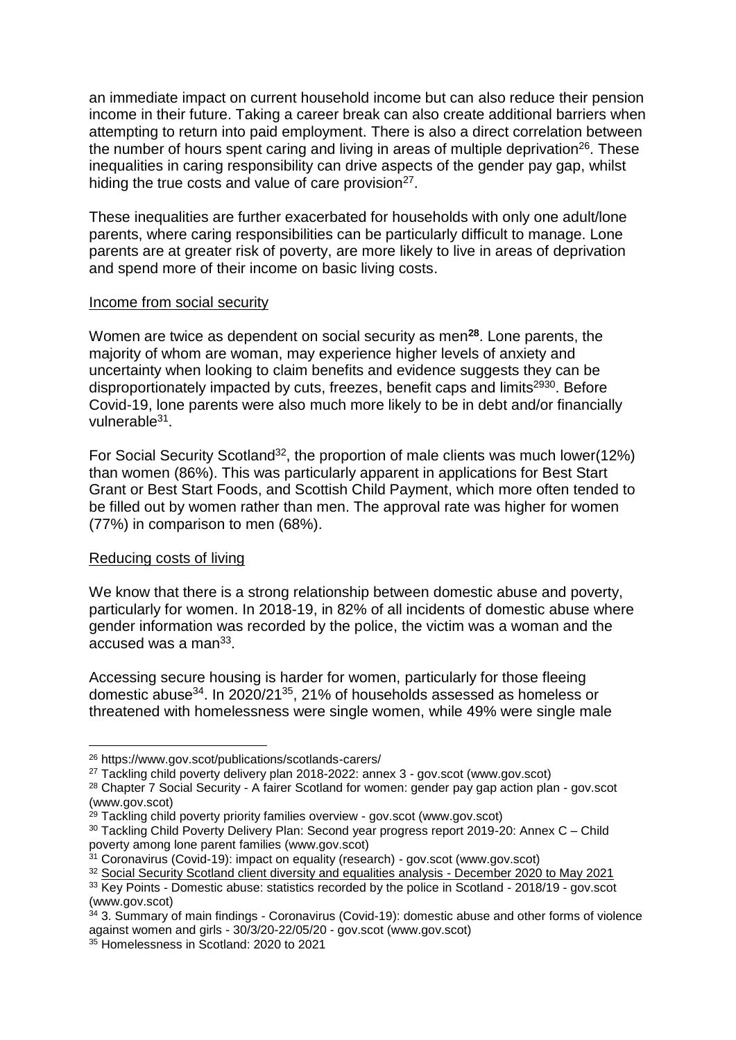an immediate impact on current household income but can also reduce their pension income in their future. Taking a career break can also create additional barriers when attempting to return into paid employment. There is also a direct correlation between the number of hours spent caring and living in areas of multiple deprivation[26]. These inequalities in caring responsibility can drive aspects of the gender pay gap, whilst hiding the true costs and value of care provision[27].

These inequalities are further exacerbated for households with only one adult/lone parents, where caring responsibilities can be particularly difficult to manage. Lone parents are at greater risk of poverty, are more likely to live in areas of deprivation and spend more of their income on basic living costs.

Income from social security

Women are twice as dependent on social security as men[28]. Lone parents, the majority of whom are woman, may experience higher levels of anxiety and uncertainty when looking to claim benefits and evidence suggests they can be disproportionately impacted by cuts, freezes, benefit caps and limits[29][30]. Before Covid-19, lone parents were also much more likely to be in debt and/or financially vulnerable[31].

For Social Security Scotland[32], the proportion of male clients was much lower(12%) than women (86%). This was particularly apparent in applications for Best Start Grant or Best Start Foods, and Scottish Child Payment, which more often tended to be filled out by women rather than men. The approval rate was higher for women (77%) in comparison to men (68%).

Reducing costs of living

We know that there is a strong relationship between domestic abuse and poverty, particularly for women. In 2018-19, in 82% of all incidents of domestic abuse where gender information was recorded by the police, the victim was a woman and the accused was a man[33].

Accessing secure housing is harder for women, particularly for those fleeing domestic abuse[34]. In 2020/21[35], 21% of households assessed as homeless or threatened with homelessness were single women, while 49% were single male

---

[26] https://www.gov.scot/publications/scotlands-carers/

[27] Tackling child poverty delivery plan 2018-2022: annex 3 - gov.scot (www.gov.scot)

[28] Chapter 7 Social Security - A fairer Scotland for women: gender pay gap action plan - gov.scot (www.gov.scot)

[29] Tackling child poverty priority families overview - gov.scot (www.gov.scot)

[30] Tackling Child Poverty Delivery Plan: Second year progress report 2019-20: Annex C – Child poverty among lone parent families (www.gov.scot)

[31] Coronavirus (Covid-19): impact on equality (research) - gov.scot (www.gov.scot)

[32] Social Security Scotland client diversity and equalities analysis - December 2020 to May 2021

[33] Key Points - Domestic abuse: statistics recorded by the police in Scotland - 2018/19 - gov.scot (www.gov.scot)

[34] 3. Summary of main findings - Coronavirus (Covid-19): domestic abuse and other forms of violence against women and girls - 30/3/20-22/05/20 - gov.scot (www.gov.scot)

[35] Homelessness in Scotland: 2020 to 2021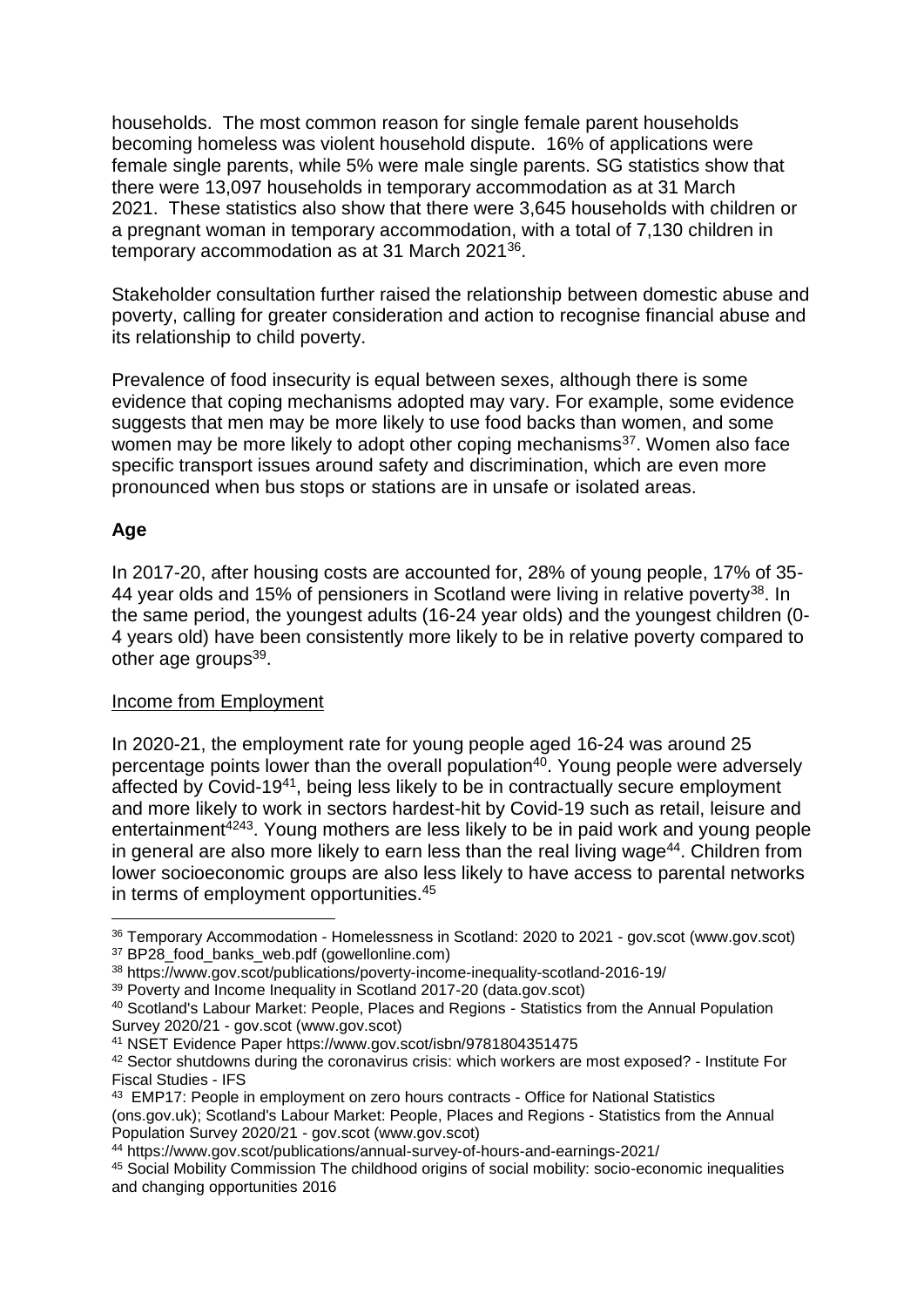households. The most common reason for single female parent households becoming homeless was violent household dispute. 16% of applications were female single parents, while 5% were male single parents. SG statistics show that there were 13,097 households in temporary accommodation as at 31 March 2021. These statistics also show that there were 3,645 households with children or a pregnant woman in temporary accommodation, with a total of 7,130 children in temporary accommodation as at 31 March 2021[36].

Stakeholder consultation further raised the relationship between domestic abuse and poverty, calling for greater consideration and action to recognise financial abuse and its relationship to child poverty.

Prevalence of food insecurity is equal between sexes, although there is some evidence that coping mechanisms adopted may vary. For example, some evidence suggests that men may be more likely to use food backs than women, and some women may be more likely to adopt other coping mechanisms[37]. Women also face specific transport issues around safety and discrimination, which are even more pronounced when bus stops or stations are in unsafe or isolated areas.

**Age**

In 2017-20, after housing costs are accounted for, 28% of young people, 17% of 35-44 year olds and 15% of pensioners in Scotland were living in relative poverty[38]. In the same period, the youngest adults (16-24 year olds) and the youngest children (0-4 years old) have been consistently more likely to be in relative poverty compared to other age groups[39].

Income from Employment

In 2020-21, the employment rate for young people aged 16-24 was around 25 percentage points lower than the overall population[40]. Young people were adversely affected by Covid-19[41], being less likely to be in contractually secure employment and more likely to work in sectors hardest-hit by Covid-19 such as retail, leisure and entertainment[42][43]. Young mothers are less likely to be in paid work and young people in general are also more likely to earn less than the real living wage[44]. Children from lower socioeconomic groups are also less likely to have access to parental networks in terms of employment opportunities.[45]

---

[36] Temporary Accommodation - Homelessness in Scotland: 2020 to 2021 - gov.scot (www.gov.scot)

[37] BP28_food_banks_web.pdf (gowellonline.com)

[38] https://www.gov.scot/publications/poverty-income-inequality-scotland-2016-19/

[39] Poverty and Income Inequality in Scotland 2017-20 (data.gov.scot)

[40] Scotland's Labour Market: People, Places and Regions - Statistics from the Annual Population Survey 2020/21 - gov.scot (www.gov.scot)

[41] NSET Evidence Paper https://www.gov.scot/isbn/9781804351475

[42] Sector shutdowns during the coronavirus crisis: which workers are most exposed? - Institute For Fiscal Studies - IFS

[43] EMP17: People in employment on zero hours contracts - Office for National Statistics (ons.gov.uk); Scotland's Labour Market: People, Places and Regions - Statistics from the Annual Population Survey 2020/21 - gov.scot (www.gov.scot)

[44] https://www.gov.scot/publications/annual-survey-of-hours-and-earnings-2021/

[45] Social Mobility Commission The childhood origins of social mobility: socio-economic inequalities and changing opportunities 2016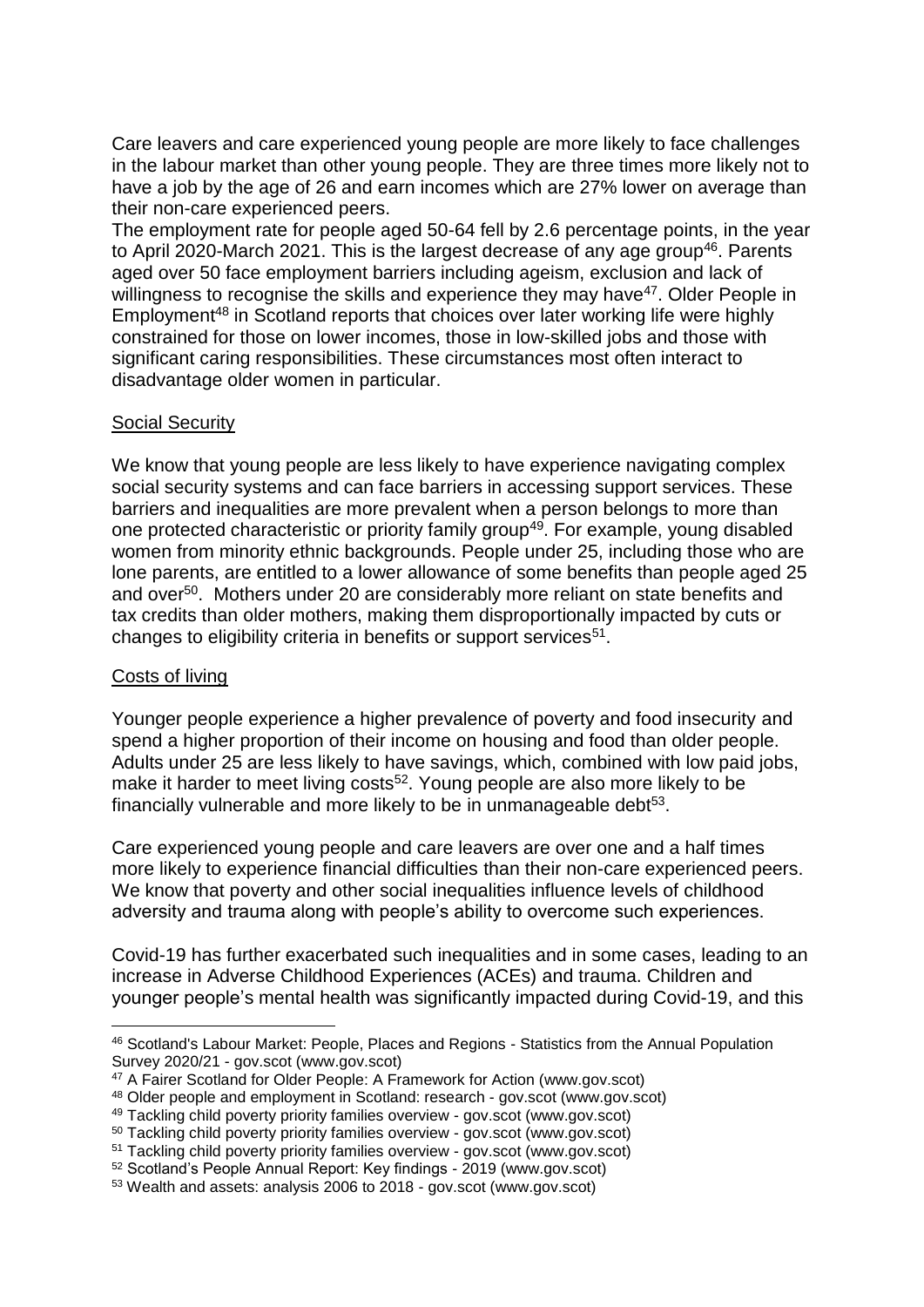Care leavers and care experienced young people are more likely to face challenges in the labour market than other young people. They are three times more likely not to have a job by the age of 26 and earn incomes which are 27% lower on average than their non-care experienced peers.

The employment rate for people aged 50-64 fell by 2.6 percentage points, in the year to April 2020-March 2021. This is the largest decrease of any age group[46]. Parents aged over 50 face employment barriers including ageism, exclusion and lack of willingness to recognise the skills and experience they may have[47]. Older People in Employment[48] in Scotland reports that choices over later working life were highly constrained for those on lower incomes, those in low-skilled jobs and those with significant caring responsibilities. These circumstances most often interact to disadvantage older women in particular.

## Social Security

We know that young people are less likely to have experience navigating complex social security systems and can face barriers in accessing support services. These barriers and inequalities are more prevalent when a person belongs to more than one protected characteristic or priority family group[49]. For example, young disabled women from minority ethnic backgrounds. People under 25, including those who are lone parents, are entitled to a lower allowance of some benefits than people aged 25 and over[50]. Mothers under 20 are considerably more reliant on state benefits and tax credits than older mothers, making them disproportionally impacted by cuts or changes to eligibility criteria in benefits or support services[51].

## Costs of living

Younger people experience a higher prevalence of poverty and food insecurity and spend a higher proportion of their income on housing and food than older people. Adults under 25 are less likely to have savings, which, combined with low paid jobs, make it harder to meet living costs[52]. Young people are also more likely to be financially vulnerable and more likely to be in unmanageable debt[53].

Care experienced young people and care leavers are over one and a half times more likely to experience financial difficulties than their non-care experienced peers. We know that poverty and other social inequalities influence levels of childhood adversity and trauma along with people's ability to overcome such experiences.

Covid-19 has further exacerbated such inequalities and in some cases, leading to an increase in Adverse Childhood Experiences (ACEs) and trauma. Children and younger people's mental health was significantly impacted during Covid-19, and this

---

[46] Scotland's Labour Market: People, Places and Regions - Statistics from the Annual Population Survey 2020/21 - gov.scot (www.gov.scot)

[47] A Fairer Scotland for Older People: A Framework for Action (www.gov.scot)

[48] Older people and employment in Scotland: research - gov.scot (www.gov.scot)

[49] Tackling child poverty priority families overview - gov.scot (www.gov.scot)

[50] Tackling child poverty priority families overview - gov.scot (www.gov.scot)

[51] Tackling child poverty priority families overview - gov.scot (www.gov.scot)

[52] Scotland's People Annual Report: Key findings - 2019 (www.gov.scot)

[53] Wealth and assets: analysis 2006 to 2018 - gov.scot (www.gov.scot)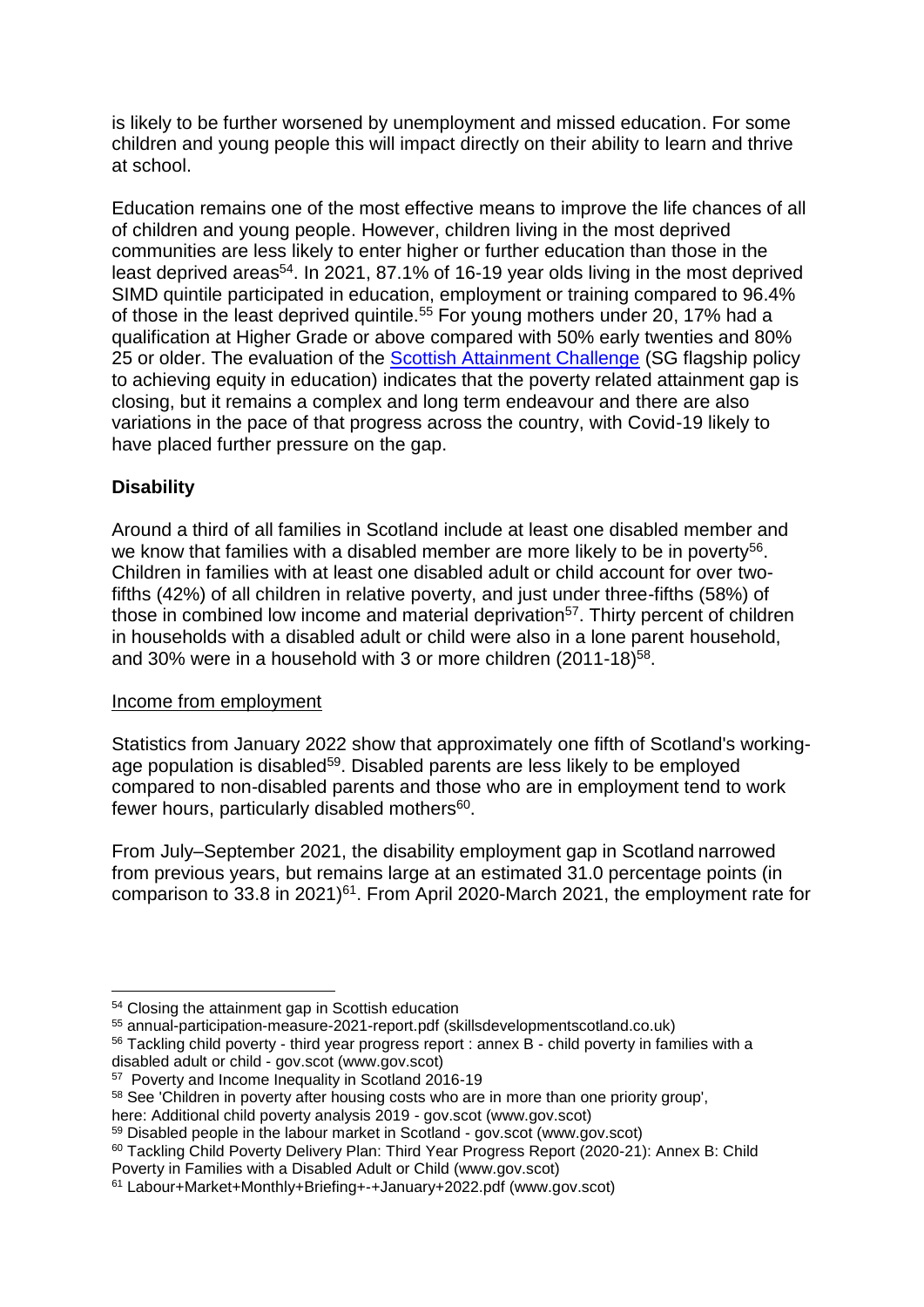is likely to be further worsened by unemployment and missed education. For some children and young people this will impact directly on their ability to learn and thrive at school.

Education remains one of the most effective means to improve the life chances of all of children and young people. However, children living in the most deprived communities are less likely to enter higher or further education than those in the least deprived areas[54]. In 2021, 87.1% of 16-19 year olds living in the most deprived SIMD quintile participated in education, employment or training compared to 96.4% of those in the least deprived quintile.[55] For young mothers under 20, 17% had a qualification at Higher Grade or above compared with 50% early twenties and 80% 25 or older. The evaluation of the Scottish Attainment Challenge (SG flagship policy to achieving equity in education) indicates that the poverty related attainment gap is closing, but it remains a complex and long term endeavour and there are also variations in the pace of that progress across the country, with Covid-19 likely to have placed further pressure on the gap.

**Disability**

Around a third of all families in Scotland include at least one disabled member and we know that families with a disabled member are more likely to be in poverty[56]. Children in families with at least one disabled adult or child account for over two-fifths (42%) of all children in relative poverty, and just under three-fifths (58%) of those in combined low income and material deprivation[57]. Thirty percent of children in households with a disabled adult or child were also in a lone parent household, and 30% were in a household with 3 or more children (2011-18)[58].

Income from employment

Statistics from January 2022 show that approximately one fifth of Scotland's working-age population is disabled[59]. Disabled parents are less likely to be employed compared to non-disabled parents and those who are in employment tend to work fewer hours, particularly disabled mothers[60].

From July–September 2021, the disability employment gap in Scotland narrowed from previous years, but remains large at an estimated 31.0 percentage points (in comparison to 33.8 in 2021)[61]. From April 2020-March 2021, the employment rate for

---

[54] Closing the attainment gap in Scottish education

[55] annual-participation-measure-2021-report.pdf (skillsdevelopmentscotland.co.uk)

[56] Tackling child poverty - third year progress report : annex B - child poverty in families with a disabled adult or child - gov.scot (www.gov.scot)

[57] Poverty and Income Inequality in Scotland 2016-19

[58] See 'Children in poverty after housing costs who are in more than one priority group', here: Additional child poverty analysis 2019 - gov.scot (www.gov.scot)

[59] Disabled people in the labour market in Scotland - gov.scot (www.gov.scot)

[60] Tackling Child Poverty Delivery Plan: Third Year Progress Report (2020-21): Annex B: Child Poverty in Families with a Disabled Adult or Child (www.gov.scot)

[61] Labour+Market+Monthly+Briefing+-+January+2022.pdf (www.gov.scot)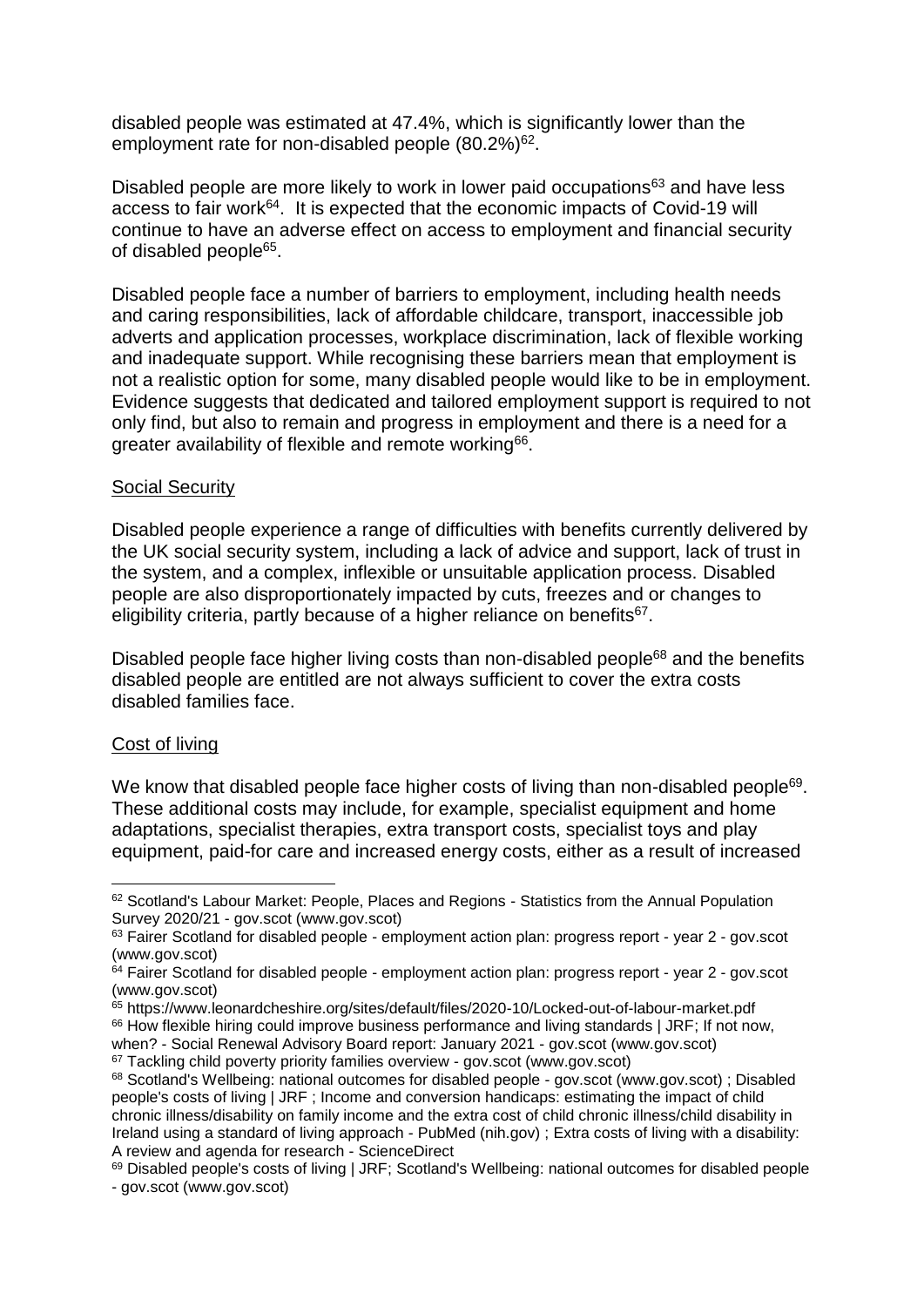disabled people was estimated at 47.4%, which is significantly lower than the employment rate for non-disabled people (80.2%)[62].

Disabled people are more likely to work in lower paid occupations[63] and have less access to fair work[64]. It is expected that the economic impacts of Covid-19 will continue to have an adverse effect on access to employment and financial security of disabled people[65].

Disabled people face a number of barriers to employment, including health needs and caring responsibilities, lack of affordable childcare, transport, inaccessible job adverts and application processes, workplace discrimination, lack of flexible working and inadequate support. While recognising these barriers mean that employment is not a realistic option for some, many disabled people would like to be in employment. Evidence suggests that dedicated and tailored employment support is required to not only find, but also to remain and progress in employment and there is a need for a greater availability of flexible and remote working[66].

### Social Security

Disabled people experience a range of difficulties with benefits currently delivered by the UK social security system, including a lack of advice and support, lack of trust in the system, and a complex, inflexible or unsuitable application process. Disabled people are also disproportionately impacted by cuts, freezes and or changes to eligibility criteria, partly because of a higher reliance on benefits[67].

Disabled people face higher living costs than non-disabled people[68] and the benefits disabled people are entitled are not always sufficient to cover the extra costs disabled families face.

### Cost of living

We know that disabled people face higher costs of living than non-disabled people[69]. These additional costs may include, for example, specialist equipment and home adaptations, specialist therapies, extra transport costs, specialist toys and play equipment, paid-for care and increased energy costs, either as a result of increased

---

[62] Scotland's Labour Market: People, Places and Regions - Statistics from the Annual Population Survey 2020/21 - gov.scot (www.gov.scot)

[63] Fairer Scotland for disabled people - employment action plan: progress report - year 2 - gov.scot (www.gov.scot)

[64] Fairer Scotland for disabled people - employment action plan: progress report - year 2 - gov.scot (www.gov.scot)

[65] https://www.leonardcheshire.org/sites/default/files/2020-10/Locked-out-of-labour-market.pdf

[66] How flexible hiring could improve business performance and living standards | JRF; If not now, when? - Social Renewal Advisory Board report: January 2021 - gov.scot (www.gov.scot)

[67] Tackling child poverty priority families overview - gov.scot (www.gov.scot)

[68] Scotland's Wellbeing: national outcomes for disabled people - gov.scot (www.gov.scot) ; Disabled people's costs of living | JRF ; Income and conversion handicaps: estimating the impact of child chronic illness/disability on family income and the extra cost of child chronic illness/child disability in Ireland using a standard of living approach - PubMed (nih.gov) ; Extra costs of living with a disability: A review and agenda for research - ScienceDirect

[69] Disabled people's costs of living | JRF; Scotland's Wellbeing: national outcomes for disabled people - gov.scot (www.gov.scot)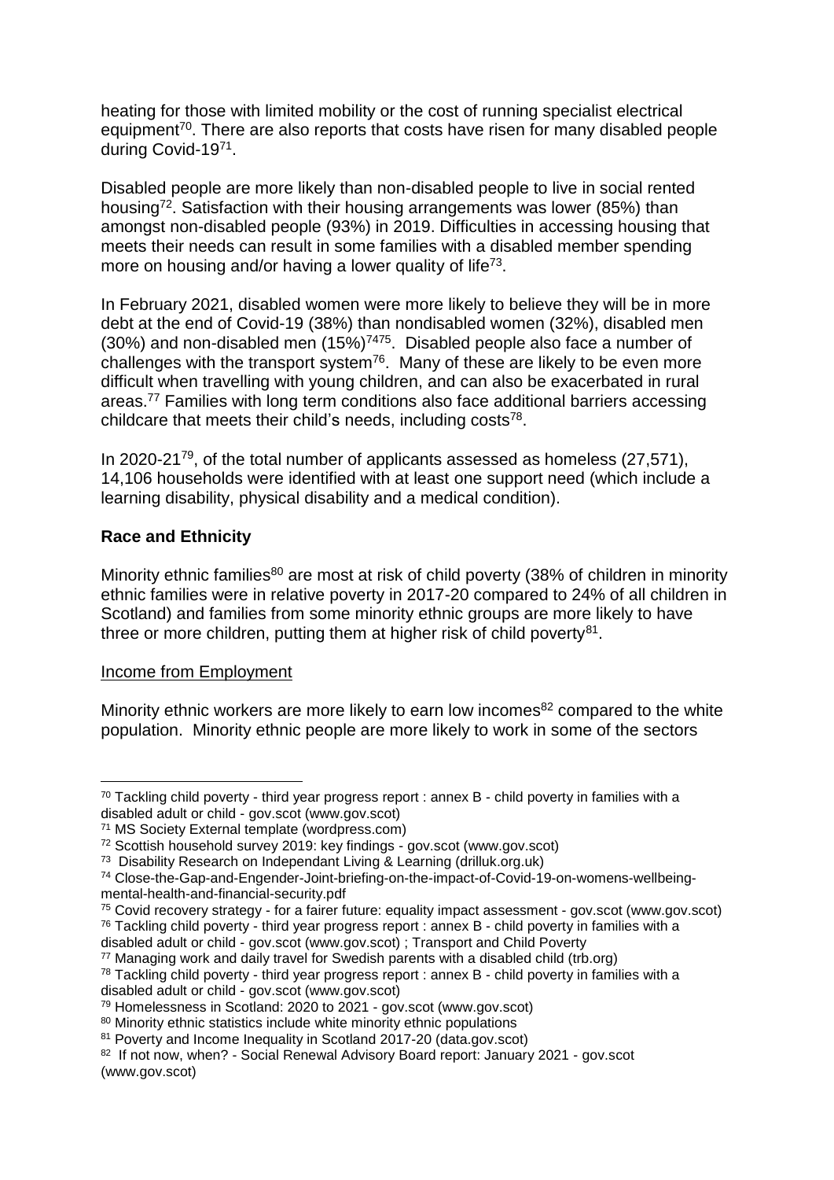heating for those with limited mobility or the cost of running specialist electrical equipment[70]. There are also reports that costs have risen for many disabled people during Covid-19[71].

Disabled people are more likely than non-disabled people to live in social rented housing[72]. Satisfaction with their housing arrangements was lower (85%) than amongst non-disabled people (93%) in 2019. Difficulties in accessing housing that meets their needs can result in some families with a disabled member spending more on housing and/or having a lower quality of life[73].

In February 2021, disabled women were more likely to believe they will be in more debt at the end of Covid-19 (38%) than nondisabled women (32%), disabled men (30%) and non-disabled men (15%)[74][75]. Disabled people also face a number of challenges with the transport system[76]. Many of these are likely to be even more difficult when travelling with young children, and can also be exacerbated in rural areas.[77] Families with long term conditions also face additional barriers accessing childcare that meets their child's needs, including costs[78].

In 2020-21[79], of the total number of applicants assessed as homeless (27,571), 14,106 households were identified with at least one support need (which include a learning disability, physical disability and a medical condition).

**Race and Ethnicity**

Minority ethnic families[80] are most at risk of child poverty (38% of children in minority ethnic families were in relative poverty in 2017-20 compared to 24% of all children in Scotland) and families from some minority ethnic groups are more likely to have three or more children, putting them at higher risk of child poverty[81].

Income from Employment

Minority ethnic workers are more likely to earn low incomes[82] compared to the white population. Minority ethnic people are more likely to work in some of the sectors

---

[70] Tackling child poverty - third year progress report : annex B - child poverty in families with a disabled adult or child - gov.scot (www.gov.scot)

[71] MS Society External template (wordpress.com)

[72] Scottish household survey 2019: key findings - gov.scot (www.gov.scot)

[73] Disability Research on Independant Living & Learning (drilluk.org.uk)

[74] Close-the-Gap-and-Engender-Joint-briefing-on-the-impact-of-Covid-19-on-womens-wellbeing-mental-health-and-financial-security.pdf

[75] Covid recovery strategy - for a fairer future: equality impact assessment - gov.scot (www.gov.scot)

[76] Tackling child poverty - third year progress report : annex B - child poverty in families with a disabled adult or child - gov.scot (www.gov.scot) ; Transport and Child Poverty

[77] Managing work and daily travel for Swedish parents with a disabled child (trb.org)

[78] Tackling child poverty - third year progress report : annex B - child poverty in families with a disabled adult or child - gov.scot (www.gov.scot)

[79] Homelessness in Scotland: 2020 to 2021 - gov.scot (www.gov.scot)

[80] Minority ethnic statistics include white minority ethnic populations

[81] Poverty and Income Inequality in Scotland 2017-20 (data.gov.scot)

[82] If not now, when? - Social Renewal Advisory Board report: January 2021 - gov.scot (www.gov.scot)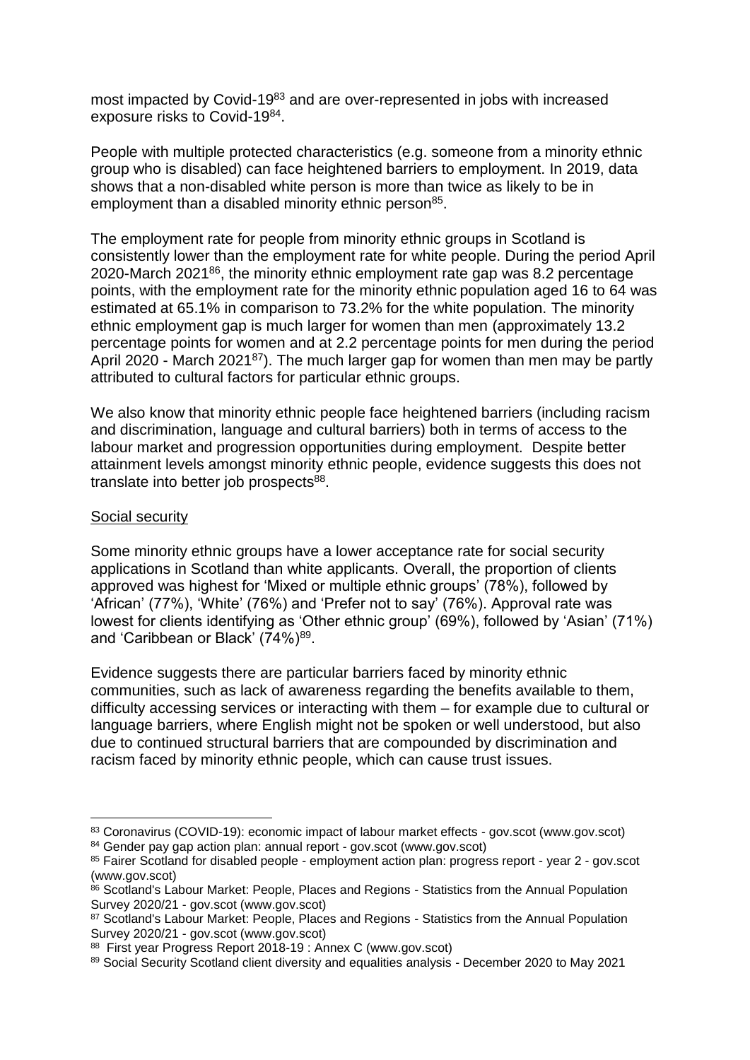most impacted by Covid-19[83] and are over-represented in jobs with increased exposure risks to Covid-19[84].

People with multiple protected characteristics (e.g. someone from a minority ethnic group who is disabled) can face heightened barriers to employment. In 2019, data shows that a non-disabled white person is more than twice as likely to be in employment than a disabled minority ethnic person[85].

The employment rate for people from minority ethnic groups in Scotland is consistently lower than the employment rate for white people. During the period April 2020-March 2021[86], the minority ethnic employment rate gap was 8.2 percentage points, with the employment rate for the minority ethnic population aged 16 to 64 was estimated at 65.1% in comparison to 73.2% for the white population. The minority ethnic employment gap is much larger for women than men (approximately 13.2 percentage points for women and at 2.2 percentage points for men during the period April 2020 - March 2021[87]). The much larger gap for women than men may be partly attributed to cultural factors for particular ethnic groups.

We also know that minority ethnic people face heightened barriers (including racism and discrimination, language and cultural barriers) both in terms of access to the labour market and progression opportunities during employment. Despite better attainment levels amongst minority ethnic people, evidence suggests this does not translate into better job prospects[88].

<u>Social security</u>

Some minority ethnic groups have a lower acceptance rate for social security applications in Scotland than white applicants. Overall, the proportion of clients approved was highest for 'Mixed or multiple ethnic groups' (78%), followed by 'African' (77%), 'White' (76%) and 'Prefer not to say' (76%). Approval rate was lowest for clients identifying as 'Other ethnic group' (69%), followed by 'Asian' (71%) and 'Caribbean or Black' (74%)[89].

Evidence suggests there are particular barriers faced by minority ethnic communities, such as lack of awareness regarding the benefits available to them, difficulty accessing services or interacting with them – for example due to cultural or language barriers, where English might not be spoken or well understood, but also due to continued structural barriers that are compounded by discrimination and racism faced by minority ethnic people, which can cause trust issues.

---

[83] Coronavirus (COVID-19): economic impact of labour market effects - gov.scot (www.gov.scot)

[84] Gender pay gap action plan: annual report - gov.scot (www.gov.scot)

[85] Fairer Scotland for disabled people - employment action plan: progress report - year 2 - gov.scot (www.gov.scot)

[86] Scotland's Labour Market: People, Places and Regions - Statistics from the Annual Population Survey 2020/21 - gov.scot (www.gov.scot)

[87] Scotland's Labour Market: People, Places and Regions - Statistics from the Annual Population Survey 2020/21 - gov.scot (www.gov.scot)

[88] First year Progress Report 2018-19 : Annex C (www.gov.scot)

[89] Social Security Scotland client diversity and equalities analysis - December 2020 to May 2021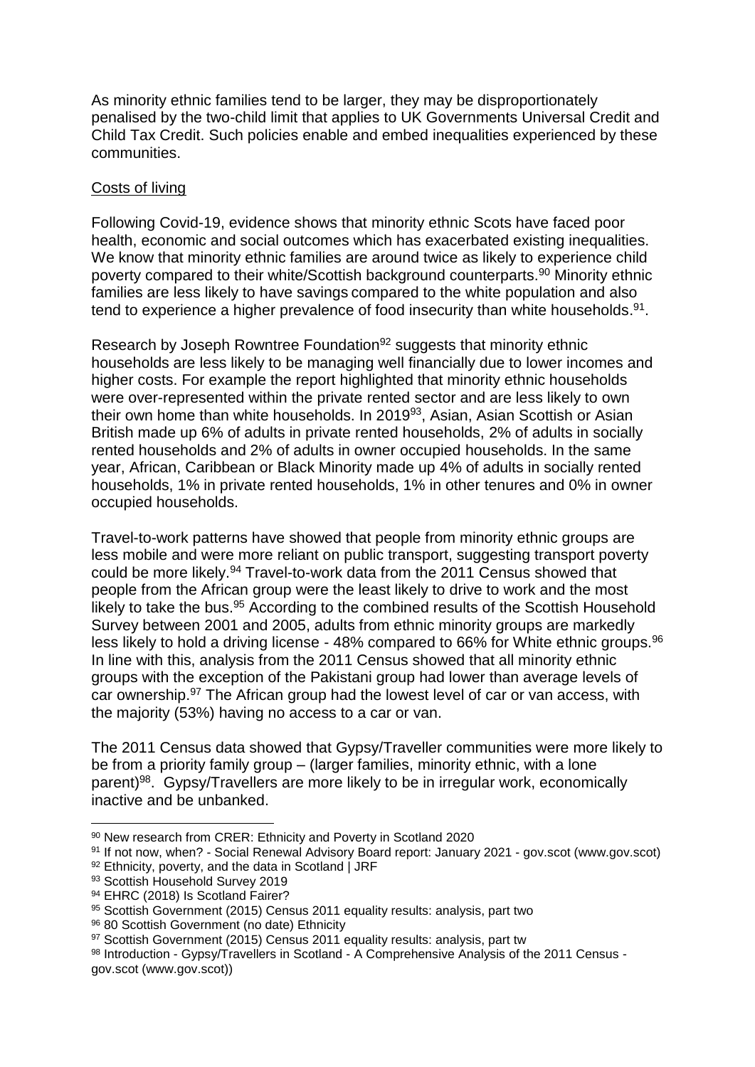As minority ethnic families tend to be larger, they may be disproportionately penalised by the two-child limit that applies to UK Governments Universal Credit and Child Tax Credit. Such policies enable and embed inequalities experienced by these communities.

Costs of living

Following Covid-19, evidence shows that minority ethnic Scots have faced poor health, economic and social outcomes which has exacerbated existing inequalities. We know that minority ethnic families are around twice as likely to experience child poverty compared to their white/Scottish background counterparts.[90] Minority ethnic families are less likely to have savings compared to the white population and also tend to experience a higher prevalence of food insecurity than white households.[91].

Research by Joseph Rowntree Foundation[92] suggests that minority ethnic households are less likely to be managing well financially due to lower incomes and higher costs. For example the report highlighted that minority ethnic households were over-represented within the private rented sector and are less likely to own their own home than white households. In 2019[93], Asian, Asian Scottish or Asian British made up 6% of adults in private rented households, 2% of adults in socially rented households and 2% of adults in owner occupied households. In the same year, African, Caribbean or Black Minority made up 4% of adults in socially rented households, 1% in private rented households, 1% in other tenures and 0% in owner occupied households.

Travel-to-work patterns have showed that people from minority ethnic groups are less mobile and were more reliant on public transport, suggesting transport poverty could be more likely.[94] Travel-to-work data from the 2011 Census showed that people from the African group were the least likely to drive to work and the most likely to take the bus.[95] According to the combined results of the Scottish Household Survey between 2001 and 2005, adults from ethnic minority groups are markedly less likely to hold a driving license - 48% compared to 66% for White ethnic groups.[96] In line with this, analysis from the 2011 Census showed that all minority ethnic groups with the exception of the Pakistani group had lower than average levels of car ownership.[97] The African group had the lowest level of car or van access, with the majority (53%) having no access to a car or van.

The 2011 Census data showed that Gypsy/Traveller communities were more likely to be from a priority family group – (larger families, minority ethnic, with a lone parent)[98]. Gypsy/Travellers are more likely to be in irregular work, economically inactive and be unbanked.

---

[90] New research from CRER: Ethnicity and Poverty in Scotland 2020

[91] If not now, when? - Social Renewal Advisory Board report: January 2021 - gov.scot (www.gov.scot)

[92] Ethnicity, poverty, and the data in Scotland | JRF

[93] Scottish Household Survey 2019

[94] EHRC (2018) Is Scotland Fairer?

[95] Scottish Government (2015) Census 2011 equality results: analysis, part two

[96] 80 Scottish Government (no date) Ethnicity

[97] Scottish Government (2015) Census 2011 equality results: analysis, part tw

[98] Introduction - Gypsy/Travellers in Scotland - A Comprehensive Analysis of the 2011 Census - gov.scot (www.gov.scot))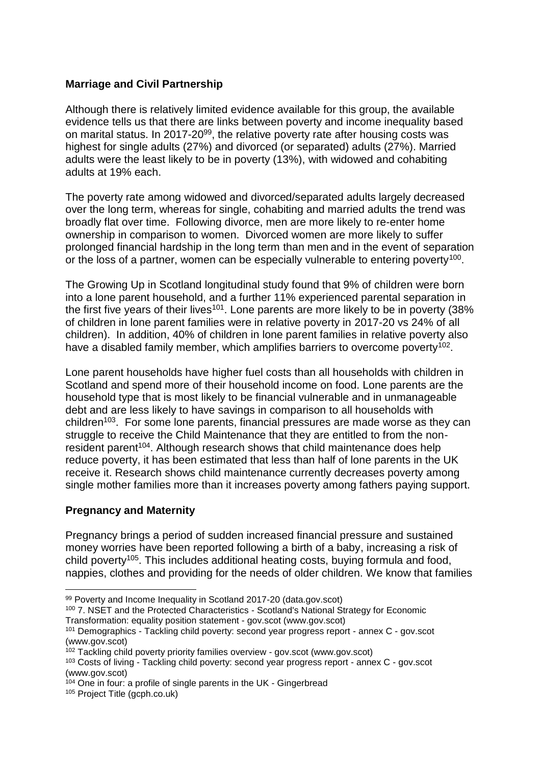## Marriage and Civil Partnership

Although there is relatively limited evidence available for this group, the available evidence tells us that there are links between poverty and income inequality based on marital status. In 2017-20[99], the relative poverty rate after housing costs was highest for single adults (27%) and divorced (or separated) adults (27%). Married adults were the least likely to be in poverty (13%), with widowed and cohabiting adults at 19% each.

The poverty rate among widowed and divorced/separated adults largely decreased over the long term, whereas for single, cohabiting and married adults the trend was broadly flat over time. Following divorce, men are more likely to re-enter home ownership in comparison to women. Divorced women are more likely to suffer prolonged financial hardship in the long term than men and in the event of separation or the loss of a partner, women can be especially vulnerable to entering poverty[100].

The Growing Up in Scotland longitudinal study found that 9% of children were born into a lone parent household, and a further 11% experienced parental separation in the first five years of their lives[101]. Lone parents are more likely to be in poverty (38% of children in lone parent families were in relative poverty in 2017-20 vs 24% of all children). In addition, 40% of children in lone parent families in relative poverty also have a disabled family member, which amplifies barriers to overcome poverty[102].

Lone parent households have higher fuel costs than all households with children in Scotland and spend more of their household income on food. Lone parents are the household type that is most likely to be financial vulnerable and in unmanageable debt and are less likely to have savings in comparison to all households with children[103]. For some lone parents, financial pressures are made worse as they can struggle to receive the Child Maintenance that they are entitled to from the non-resident parent[104]. Although research shows that child maintenance does help reduce poverty, it has been estimated that less than half of lone parents in the UK receive it. Research shows child maintenance currently decreases poverty among single mother families more than it increases poverty among fathers paying support.

## Pregnancy and Maternity

Pregnancy brings a period of sudden increased financial pressure and sustained money worries have been reported following a birth of a baby, increasing a risk of child poverty[105]. This includes additional heating costs, buying formula and food, nappies, clothes and providing for the needs of older children. We know that families

---

[99] Poverty and Income Inequality in Scotland 2017-20 (data.gov.scot)

[100] 7. NSET and the Protected Characteristics - Scotland's National Strategy for Economic Transformation: equality position statement - gov.scot (www.gov.scot)

[101] Demographics - Tackling child poverty: second year progress report - annex C - gov.scot (www.gov.scot)

[102] Tackling child poverty priority families overview - gov.scot (www.gov.scot)

[103] Costs of living - Tackling child poverty: second year progress report - annex C - gov.scot (www.gov.scot)

[104] One in four: a profile of single parents in the UK - Gingerbread

[105] Project Title (gcph.co.uk)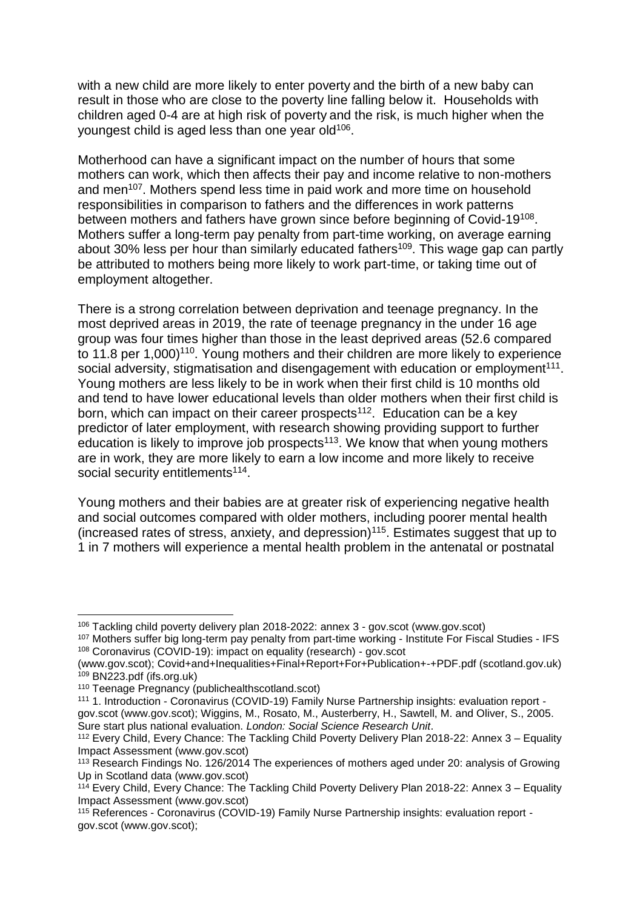with a new child are more likely to enter poverty and the birth of a new baby can result in those who are close to the poverty line falling below it. Households with children aged 0-4 are at high risk of poverty and the risk, is much higher when the youngest child is aged less than one year old[106].

Motherhood can have a significant impact on the number of hours that some mothers can work, which then affects their pay and income relative to non-mothers and men[107]. Mothers spend less time in paid work and more time on household responsibilities in comparison to fathers and the differences in work patterns between mothers and fathers have grown since before beginning of Covid-19[108]. Mothers suffer a long-term pay penalty from part-time working, on average earning about 30% less per hour than similarly educated fathers[109]. This wage gap can partly be attributed to mothers being more likely to work part-time, or taking time out of employment altogether.

There is a strong correlation between deprivation and teenage pregnancy. In the most deprived areas in 2019, the rate of teenage pregnancy in the under 16 age group was four times higher than those in the least deprived areas (52.6 compared to 11.8 per 1,000)[110]. Young mothers and their children are more likely to experience social adversity, stigmatisation and disengagement with education or employment[111]. Young mothers are less likely to be in work when their first child is 10 months old and tend to have lower educational levels than older mothers when their first child is born, which can impact on their career prospects[112]. Education can be a key predictor of later employment, with research showing providing support to further education is likely to improve job prospects[113]. We know that when young mothers are in work, they are more likely to earn a low income and more likely to receive social security entitlements[114].

Young mothers and their babies are at greater risk of experiencing negative health and social outcomes compared with older mothers, including poorer mental health (increased rates of stress, anxiety, and depression)[115]. Estimates suggest that up to 1 in 7 mothers will experience a mental health problem in the antenatal or postnatal

---

[106] Tackling child poverty delivery plan 2018-2022: annex 3 - gov.scot (www.gov.scot)

[107] Mothers suffer big long-term pay penalty from part-time working - Institute For Fiscal Studies - IFS

[108] Coronavirus (COVID-19): impact on equality (research) - gov.scot (www.gov.scot); Covid+and+Inequalities+Final+Report+For+Publication+-+PDF.pdf (scotland.gov.uk)

[109] BN223.pdf (ifs.org.uk)

[110] Teenage Pregnancy (publichealthscotland.scot)

[111] 1. Introduction - Coronavirus (COVID-19) Family Nurse Partnership insights: evaluation report - gov.scot (www.gov.scot); Wiggins, M., Rosato, M., Austerberry, H., Sawtell, M. and Oliver, S., 2005. Sure start plus national evaluation. *London: Social Science Research Unit*.

[112] Every Child, Every Chance: The Tackling Child Poverty Delivery Plan 2018-22: Annex 3 – Equality Impact Assessment (www.gov.scot)

[113] Research Findings No. 126/2014 The experiences of mothers aged under 20: analysis of Growing Up in Scotland data (www.gov.scot)

[114] Every Child, Every Chance: The Tackling Child Poverty Delivery Plan 2018-22: Annex 3 – Equality Impact Assessment (www.gov.scot)

[115] References - Coronavirus (COVID-19) Family Nurse Partnership insights: evaluation report - gov.scot (www.gov.scot);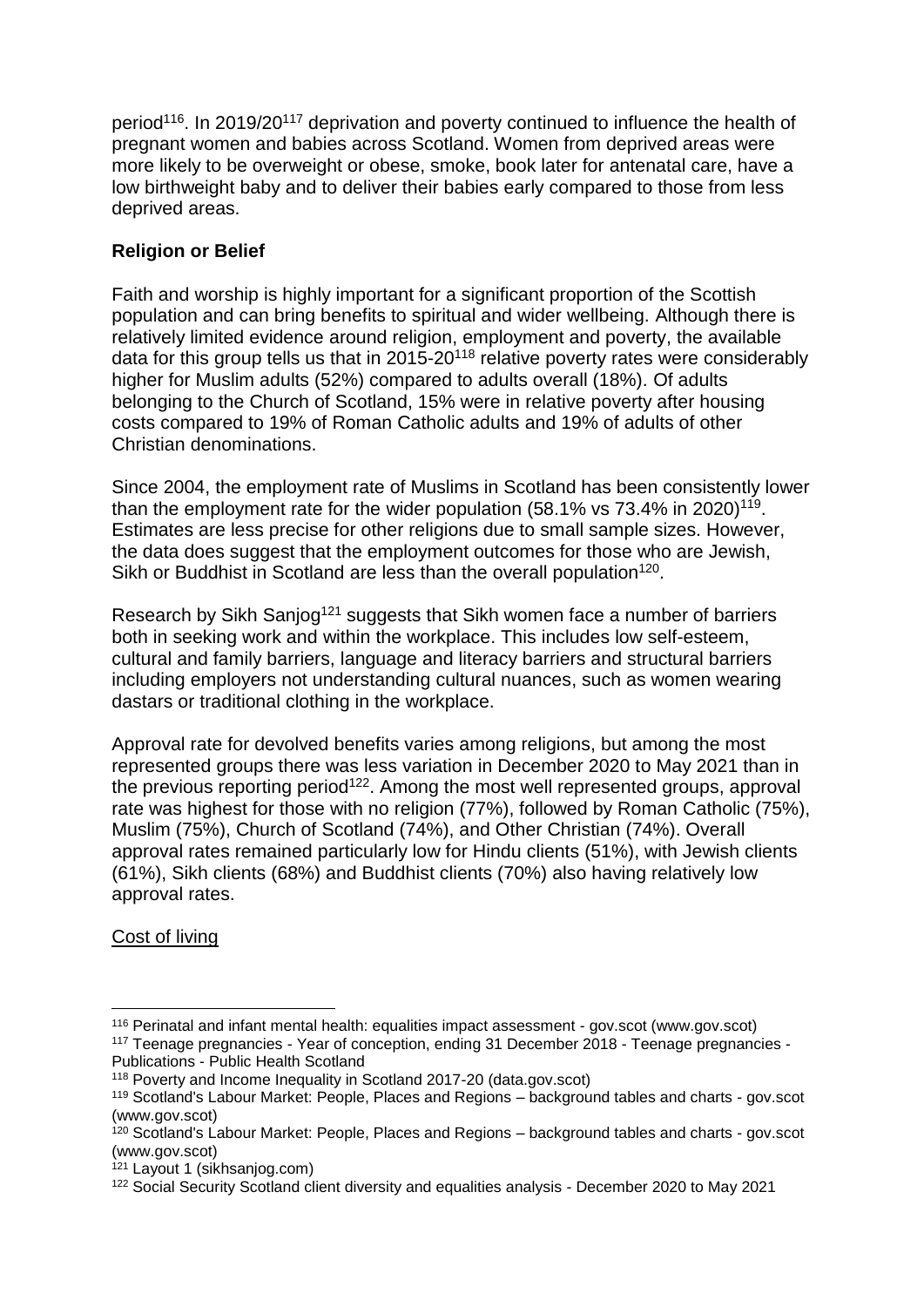period[116]. In 2019/20[117] deprivation and poverty continued to influence the health of pregnant women and babies across Scotland. Women from deprived areas were more likely to be overweight or obese, smoke, book later for antenatal care, have a low birthweight baby and to deliver their babies early compared to those from less deprived areas.

**Religion or Belief**

Faith and worship is highly important for a significant proportion of the Scottish population and can bring benefits to spiritual and wider wellbeing. Although there is relatively limited evidence around religion, employment and poverty, the available data for this group tells us that in 2015-20[118] relative poverty rates were considerably higher for Muslim adults (52%) compared to adults overall (18%). Of adults belonging to the Church of Scotland, 15% were in relative poverty after housing costs compared to 19% of Roman Catholic adults and 19% of adults of other Christian denominations.

Since 2004, the employment rate of Muslims in Scotland has been consistently lower than the employment rate for the wider population (58.1% vs 73.4% in 2020)[119]. Estimates are less precise for other religions due to small sample sizes. However, the data does suggest that the employment outcomes for those who are Jewish, Sikh or Buddhist in Scotland are less than the overall population[120].

Research by Sikh Sanjog[121] suggests that Sikh women face a number of barriers both in seeking work and within the workplace. This includes low self-esteem, cultural and family barriers, language and literacy barriers and structural barriers including employers not understanding cultural nuances, such as women wearing dastars or traditional clothing in the workplace.

Approval rate for devolved benefits varies among religions, but among the most represented groups there was less variation in December 2020 to May 2021 than in the previous reporting period[122]. Among the most well represented groups, approval rate was highest for those with no religion (77%), followed by Roman Catholic (75%), Muslim (75%), Church of Scotland (74%), and Other Christian (74%). Overall approval rates remained particularly low for Hindu clients (51%), with Jewish clients (61%), Sikh clients (68%) and Buddhist clients (70%) also having relatively low approval rates.

<u>Cost of living</u>

---

[116] Perinatal and infant mental health: equalities impact assessment - gov.scot (www.gov.scot)

[117] Teenage pregnancies - Year of conception, ending 31 December 2018 - Teenage pregnancies - Publications - Public Health Scotland

[118] Poverty and Income Inequality in Scotland 2017-20 (data.gov.scot)

[119] Scotland's Labour Market: People, Places and Regions – background tables and charts - gov.scot (www.gov.scot)

[120] Scotland's Labour Market: People, Places and Regions – background tables and charts - gov.scot (www.gov.scot)

[121] Layout 1 (sikhsanjog.com)

[122] Social Security Scotland client diversity and equalities analysis - December 2020 to May 2021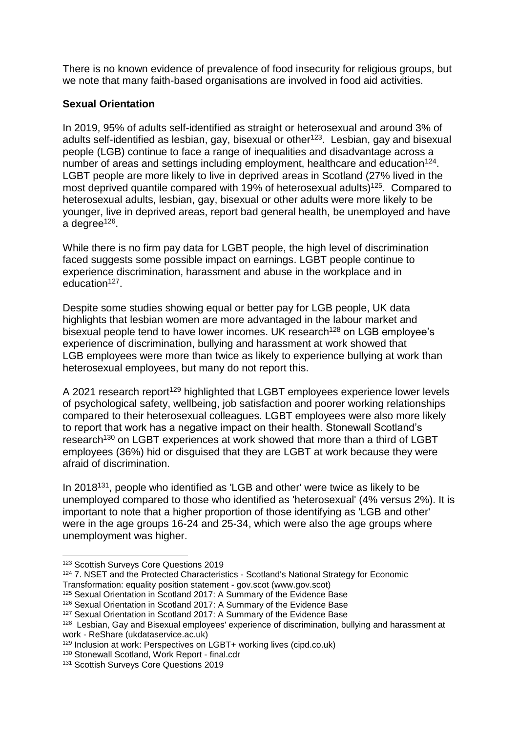There is no known evidence of prevalence of food insecurity for religious groups, but we note that many faith-based organisations are involved in food aid activities.

**Sexual Orientation**

In 2019, 95% of adults self-identified as straight or heterosexual and around 3% of adults self-identified as lesbian, gay, bisexual or other[123]. Lesbian, gay and bisexual people (LGB) continue to face a range of inequalities and disadvantage across a number of areas and settings including employment, healthcare and education[124]. LGBT people are more likely to live in deprived areas in Scotland (27% lived in the most deprived quantile compared with 19% of heterosexual adults)[125]. Compared to heterosexual adults, lesbian, gay, bisexual or other adults were more likely to be younger, live in deprived areas, report bad general health, be unemployed and have a degree[126].

While there is no firm pay data for LGBT people, the high level of discrimination faced suggests some possible impact on earnings. LGBT people continue to experience discrimination, harassment and abuse in the workplace and in education[127].

Despite some studies showing equal or better pay for LGB people, UK data highlights that lesbian women are more advantaged in the labour market and bisexual people tend to have lower incomes. UK research[128] on LGB employee's experience of discrimination, bullying and harassment at work showed that LGB employees were more than twice as likely to experience bullying at work than heterosexual employees, but many do not report this.

A 2021 research report[129] highlighted that LGBT employees experience lower levels of psychological safety, wellbeing, job satisfaction and poorer working relationships compared to their heterosexual colleagues. LGBT employees were also more likely to report that work has a negative impact on their health. Stonewall Scotland's research[130] on LGBT experiences at work showed that more than a third of LGBT employees (36%) hid or disguised that they are LGBT at work because they were afraid of discrimination.

In 2018[131], people who identified as 'LGB and other' were twice as likely to be unemployed compared to those who identified as 'heterosexual' (4% versus 2%). It is important to note that a higher proportion of those identifying as 'LGB and other' were in the age groups 16-24 and 25-34, which were also the age groups where unemployment was higher.

---

[123] Scottish Surveys Core Questions 2019

[124] 7. NSET and the Protected Characteristics - Scotland's National Strategy for Economic Transformation: equality position statement - gov.scot (www.gov.scot)

[125] Sexual Orientation in Scotland 2017: A Summary of the Evidence Base

[126] Sexual Orientation in Scotland 2017: A Summary of the Evidence Base

[127] Sexual Orientation in Scotland 2017: A Summary of the Evidence Base

[128] Lesbian, Gay and Bisexual employees' experience of discrimination, bullying and harassment at work - ReShare (ukdataservice.ac.uk)

[129] Inclusion at work: Perspectives on LGBT+ working lives (cipd.co.uk)

[130] Stonewall Scotland, Work Report - final.cdr

[131] Scottish Surveys Core Questions 2019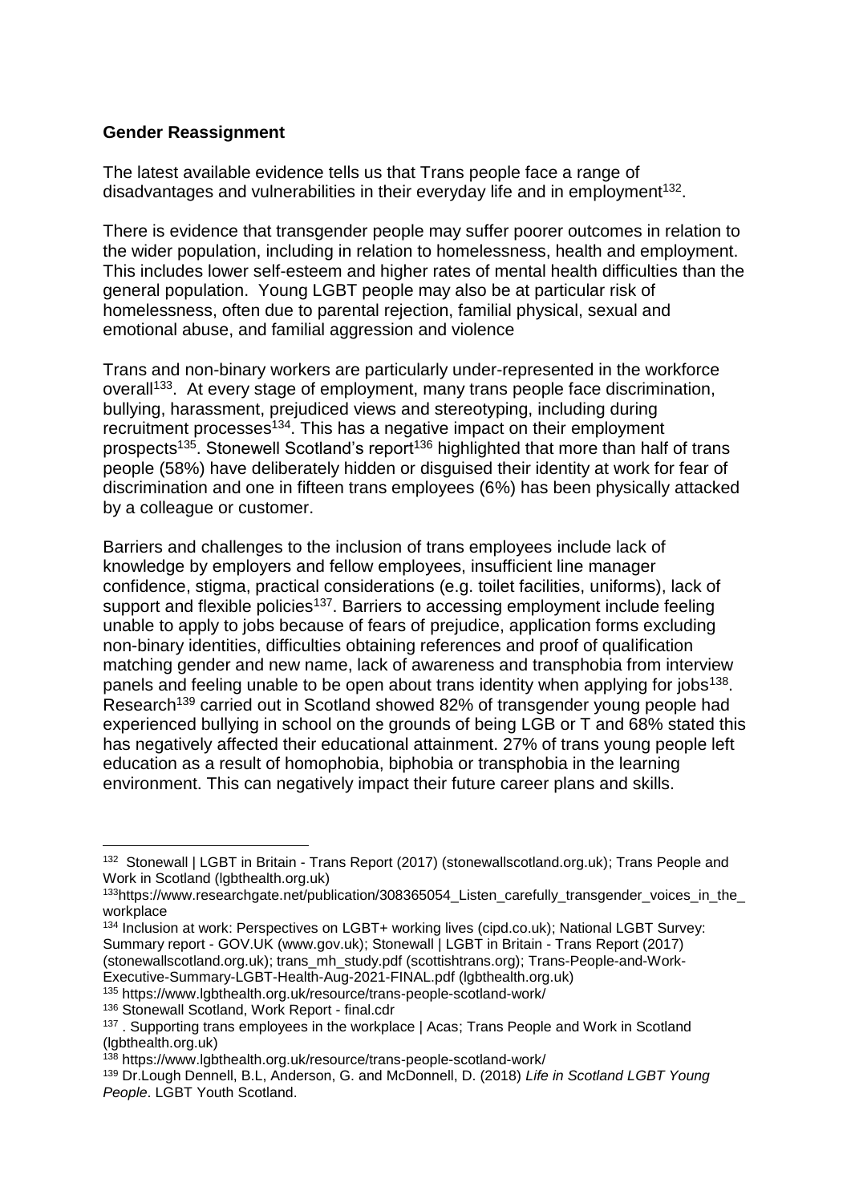**Gender Reassignment**

The latest available evidence tells us that Trans people face a range of disadvantages and vulnerabilities in their everyday life and in employment[132].

There is evidence that transgender people may suffer poorer outcomes in relation to the wider population, including in relation to homelessness, health and employment. This includes lower self-esteem and higher rates of mental health difficulties than the general population. Young LGBT people may also be at particular risk of homelessness, often due to parental rejection, familial physical, sexual and emotional abuse, and familial aggression and violence

Trans and non-binary workers are particularly under-represented in the workforce overall[133]. At every stage of employment, many trans people face discrimination, bullying, harassment, prejudiced views and stereotyping, including during recruitment processes[134]. This has a negative impact on their employment prospects[135]. Stonewell Scotland's report[136] highlighted that more than half of trans people (58%) have deliberately hidden or disguised their identity at work for fear of discrimination and one in fifteen trans employees (6%) has been physically attacked by a colleague or customer.

Barriers and challenges to the inclusion of trans employees include lack of knowledge by employers and fellow employees, insufficient line manager confidence, stigma, practical considerations (e.g. toilet facilities, uniforms), lack of support and flexible policies[137]. Barriers to accessing employment include feeling unable to apply to jobs because of fears of prejudice, application forms excluding non-binary identities, difficulties obtaining references and proof of qualification matching gender and new name, lack of awareness and transphobia from interview panels and feeling unable to be open about trans identity when applying for jobs[138]. Research[139] carried out in Scotland showed 82% of transgender young people had experienced bullying in school on the grounds of being LGB or T and 68% stated this has negatively affected their educational attainment. 27% of trans young people left education as a result of homophobia, biphobia or transphobia in the learning environment. This can negatively impact their future career plans and skills.

---

[132] Stonewall | LGBT in Britain - Trans Report (2017) (stonewallscotland.org.uk); Trans People and Work in Scotland (lgbthealth.org.uk)

[133] https://www.researchgate.net/publication/308365054_Listen_carefully_transgender_voices_in_the_workplace

[134] Inclusion at work: Perspectives on LGBT+ working lives (cipd.co.uk); National LGBT Survey: Summary report - GOV.UK (www.gov.uk); Stonewall | LGBT in Britain - Trans Report (2017) (stonewallscotland.org.uk); trans_mh_study.pdf (scottishtrans.org); Trans-People-and-Work-Executive-Summary-LGBT-Health-Aug-2021-FINAL.pdf (lgbthealth.org.uk)

[135] https://www.lgbthealth.org.uk/resource/trans-people-scotland-work/

[136] Stonewall Scotland, Work Report - final.cdr

[137] . Supporting trans employees in the workplace | Acas; Trans People and Work in Scotland (lgbthealth.org.uk)

[138] https://www.lgbthealth.org.uk/resource/trans-people-scotland-work/

[139] Dr.Lough Dennell, B.L, Anderson, G. and McDonnell, D. (2018) *Life in Scotland LGBT Young People*. LGBT Youth Scotland.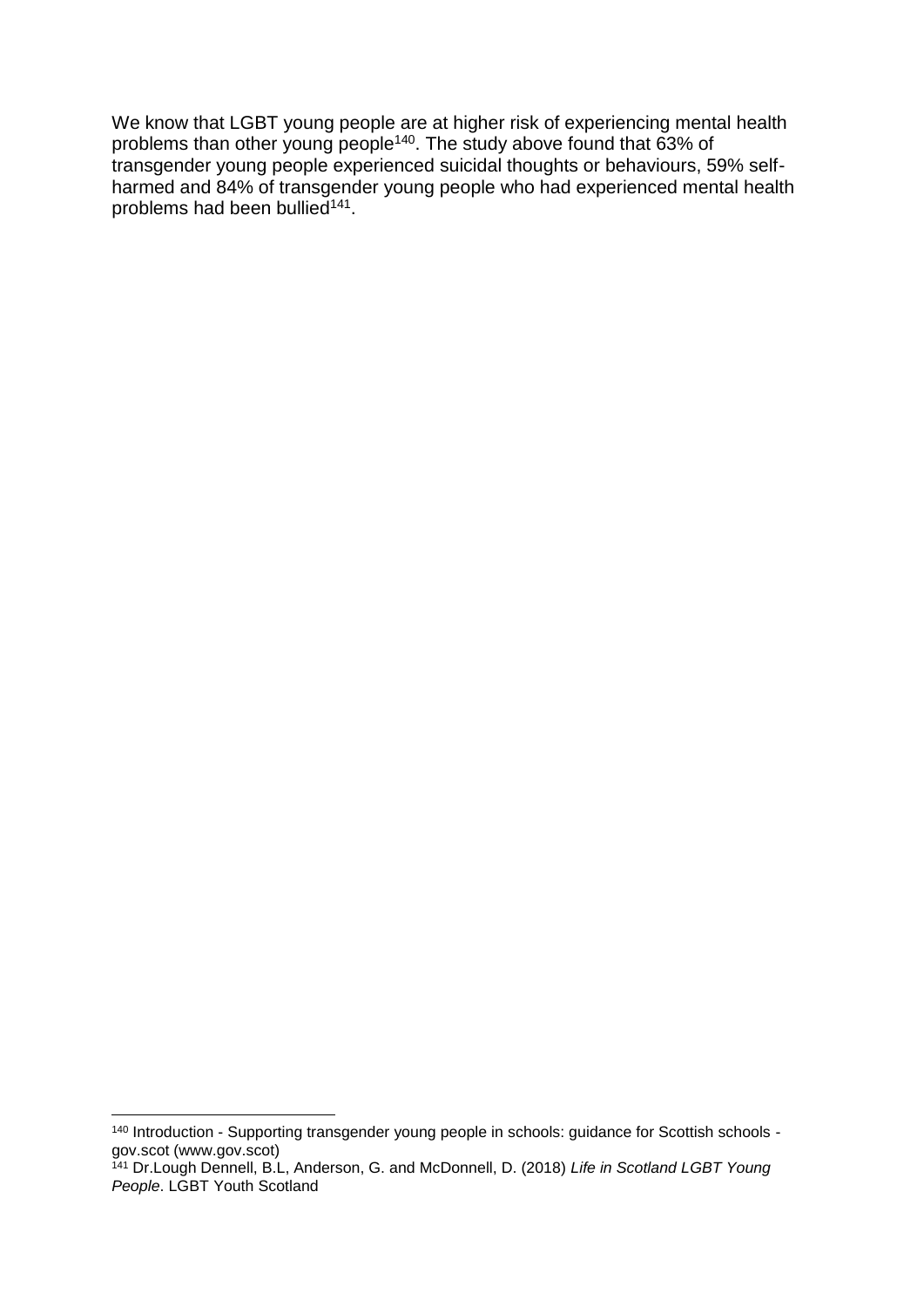We know that LGBT young people are at higher risk of experiencing mental health problems than other young people[140]. The study above found that 63% of transgender young people experienced suicidal thoughts or behaviours, 59% self-harmed and 84% of transgender young people who had experienced mental health problems had been bullied[141].

---

[140] Introduction - Supporting transgender young people in schools: guidance for Scottish schools - gov.scot (www.gov.scot)

[141] Dr.Lough Dennell, B.L, Anderson, G. and McDonnell, D. (2018) *Life in Scotland LGBT Young People*. LGBT Youth Scotland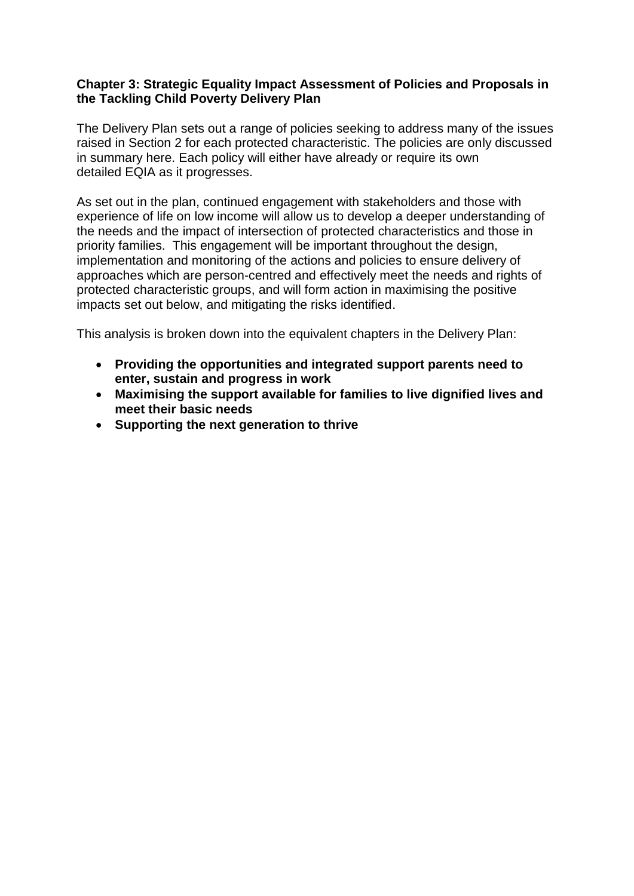## Chapter 3: Strategic Equality Impact Assessment of Policies and Proposals in the Tackling Child Poverty Delivery Plan

The Delivery Plan sets out a range of policies seeking to address many of the issues raised in Section 2 for each protected characteristic. The policies are only discussed in summary here. Each policy will either have already or require its own detailed EQIA as it progresses.

As set out in the plan, continued engagement with stakeholders and those with experience of life on low income will allow us to develop a deeper understanding of the needs and the impact of intersection of protected characteristics and those in priority families. This engagement will be important throughout the design, implementation and monitoring of the actions and policies to ensure delivery of approaches which are person-centred and effectively meet the needs and rights of protected characteristic groups, and will form action in maximising the positive impacts set out below, and mitigating the risks identified.

This analysis is broken down into the equivalent chapters in the Delivery Plan:

- **Providing the opportunities and integrated support parents need to enter, sustain and progress in work**
- **Maximising the support available for families to live dignified lives and meet their basic needs**
- **Supporting the next generation to thrive**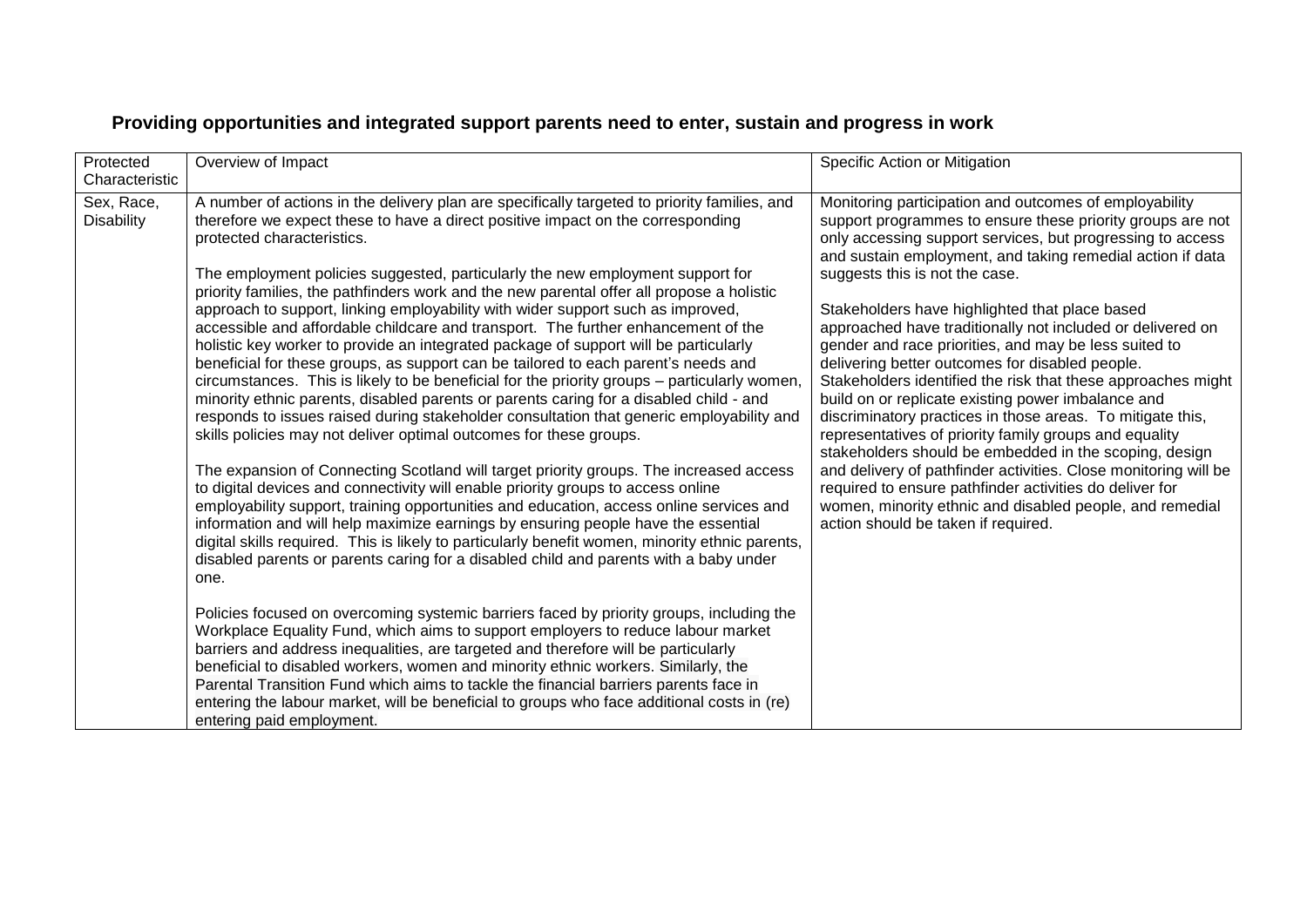## Providing opportunities and integrated support parents need to enter, sustain and progress in work

| Protected Characteristic | Overview of Impact | Specific Action or Mitigation |
|---|---|---|
| Sex, Race, Disability | A number of actions in the delivery plan are specifically targeted to priority families, and therefore we expect these to have a direct positive impact on the corresponding protected characteristics.<br><br>The employment policies suggested, particularly the new employment support for priority families, the pathfinders work and the new parental offer all propose a holistic approach to support, linking employability with wider support such as improved, accessible and affordable childcare and transport. The further enhancement of the holistic key worker to provide an integrated package of support will be particularly beneficial for these groups, as support can be tailored to each parent's needs and circumstances. This is likely to be beneficial for the priority groups – particularly women, minority ethnic parents, disabled parents or parents caring for a disabled child - and responds to issues raised during stakeholder consultation that generic employability and skills policies may not deliver optimal outcomes for these groups.<br><br>The expansion of Connecting Scotland will target priority groups. The increased access to digital devices and connectivity will enable priority groups to access online employability support, training opportunities and education, access online services and information and will help maximize earnings by ensuring people have the essential digital skills required. This is likely to particularly benefit women, minority ethnic parents, disabled parents or parents caring for a disabled child and parents with a baby under one.<br><br>Policies focused on overcoming systemic barriers faced by priority groups, including the Workplace Equality Fund, which aims to support employers to reduce labour market barriers and address inequalities, are targeted and therefore will be particularly beneficial to disabled workers, women and minority ethnic workers. Similarly, the Parental Transition Fund which aims to tackle the financial barriers parents face in entering the labour market, will be beneficial to groups who face additional costs in (re) entering paid employment. | Monitoring participation and outcomes of employability support programmes to ensure these priority groups are not only accessing support services, but progressing to access and sustain employment, and taking remedial action if data suggests this is not the case.<br><br>Stakeholders have highlighted that place based approached have traditionally not included or delivered on gender and race priorities, and may be less suited to delivering better outcomes for disabled people. Stakeholders identified the risk that these approaches might build on or replicate existing power imbalance and discriminatory practices in those areas. To mitigate this, representatives of priority family groups and equality stakeholders should be embedded in the scoping, design and delivery of pathfinder activities. Close monitoring will be required to ensure pathfinder activities do deliver for women, minority ethnic and disabled people, and remedial action should be taken if required. |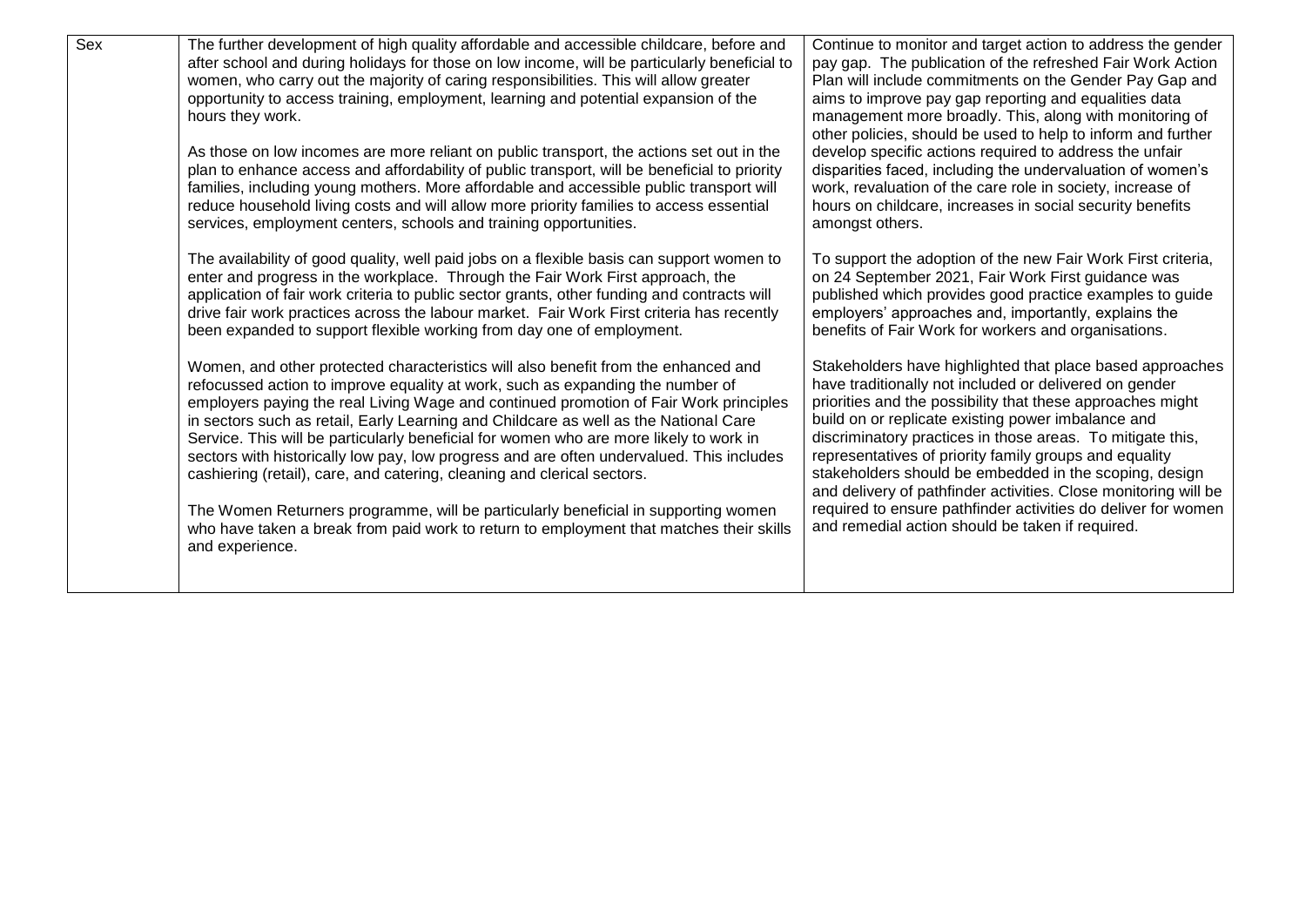| Sex | The further development of high quality affordable and accessible childcare, before and after school and during holidays for those on low income, will be particularly beneficial to women, who carry out the majority of caring responsibilities. This will allow greater opportunity to access training, employment, learning and potential expansion of the hours they work.<br><br>As those on low incomes are more reliant on public transport, the actions set out in the plan to enhance access and affordability of public transport, will be beneficial to priority families, including young mothers. More affordable and accessible public transport will reduce household living costs and will allow more priority families to access essential services, employment centers, schools and training opportunities.<br><br>The availability of good quality, well paid jobs on a flexible basis can support women to enter and progress in the workplace. Through the Fair Work First approach, the application of fair work criteria to public sector grants, other funding and contracts will drive fair work practices across the labour market. Fair Work First criteria has recently been expanded to support flexible working from day one of employment.<br><br>Women, and other protected characteristics will also benefit from the enhanced and refocussed action to improve equality at work, such as expanding the number of employers paying the real Living Wage and continued promotion of Fair Work principles in sectors such as retail, Early Learning and Childcare as well as the National Care Service. This will be particularly beneficial for women who are more likely to work in sectors with historically low pay, low progress and are often undervalued. This includes cashiering (retail), care, and catering, cleaning and clerical sectors.<br><br>The Women Returners programme, will be particularly beneficial in supporting women who have taken a break from paid work to return to employment that matches their skills and experience. | Continue to monitor and target action to address the gender pay gap. The publication of the refreshed Fair Work Action Plan will include commitments on the Gender Pay Gap and aims to improve pay gap reporting and equalities data management more broadly. This, along with monitoring of other policies, should be used to help to inform and further develop specific actions required to address the unfair disparities faced, including the undervaluation of women's work, revaluation of the care role in society, increase of hours on childcare, increases in social security benefits amongst others.<br><br>To support the adoption of the new Fair Work First criteria, on 24 September 2021, Fair Work First guidance was published which provides good practice examples to guide employers' approaches and, importantly, explains the benefits of Fair Work for workers and organisations.<br><br>Stakeholders have highlighted that place based approaches have traditionally not included or delivered on gender priorities and the possibility that these approaches might build on or replicate existing power imbalance and discriminatory practices in those areas. To mitigate this, representatives of priority family groups and equality stakeholders should be embedded in the scoping, design and delivery of pathfinder activities. Close monitoring will be required to ensure pathfinder activities do deliver for women and remedial action should be taken if required. |
|---|---|---|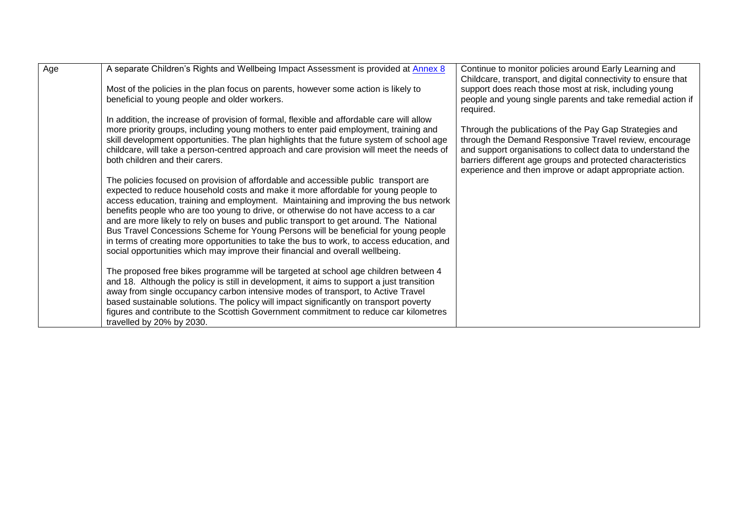| Age | A separate Children's Rights and Wellbeing Impact Assessment is provided at [Annex 8](#)<br><br>Most of the policies in the plan focus on parents, however some action is likely to beneficial to young people and older workers.<br><br>In addition, the increase of provision of formal, flexible and affordable care will allow more priority groups, including young mothers to enter paid employment, training and skill development opportunities. The plan highlights that the future system of school age childcare, will take a person-centred approach and care provision will meet the needs of both children and their carers.<br><br>The policies focused on provision of affordable and accessible public transport are expected to reduce household costs and make it more affordable for young people to access education, training and employment. Maintaining and improving the bus network benefits people who are too young to drive, or otherwise do not have access to a car and are more likely to rely on buses and public transport to get around. The National Bus Travel Concessions Scheme for Young Persons will be beneficial for young people in terms of creating more opportunities to take the bus to work, to access education, and social opportunities which may improve their financial and overall wellbeing.<br><br>The proposed free bikes programme will be targeted at school age children between 4 and 18. Although the policy is still in development, it aims to support a just transition away from single occupancy carbon intensive modes of transport, to Active Travel based sustainable solutions. The policy will impact significantly on transport poverty figures and contribute to the Scottish Government commitment to reduce car kilometres travelled by 20% by 2030. | Continue to monitor policies around Early Learning and Childcare, transport, and digital connectivity to ensure that support does reach those most at risk, including young people and young single parents and take remedial action if required.<br><br>Through the publications of the Pay Gap Strategies and through the Demand Responsive Travel review, encourage and support organisations to collect data to understand the barriers different age groups and protected characteristics experience and then improve or adapt appropriate action. |
|---|---|---|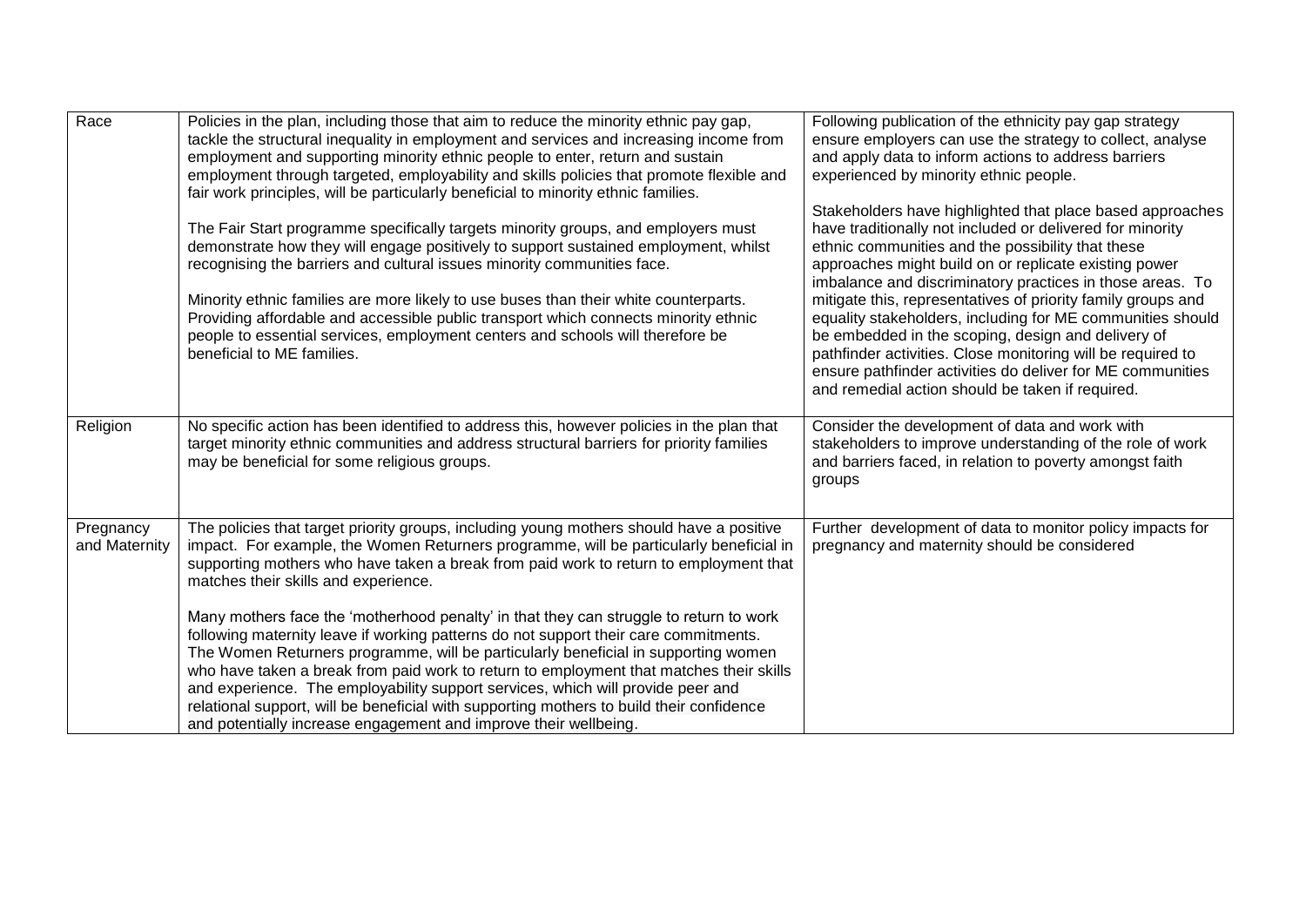| | | |
|---|---|---|
| Race | Policies in the plan, including those that aim to reduce the minority ethnic pay gap, tackle the structural inequality in employment and services and increasing income from employment and supporting minority ethnic people to enter, return and sustain employment through targeted, employability and skills policies that promote flexible and fair work principles, will be particularly beneficial to minority ethnic families.<br><br>The Fair Start programme specifically targets minority groups, and employers must demonstrate how they will engage positively to support sustained employment, whilst recognising the barriers and cultural issues minority communities face.<br><br>Minority ethnic families are more likely to use buses than their white counterparts. Providing affordable and accessible public transport which connects minority ethnic people to essential services, employment centers and schools will therefore be beneficial to ME families. | Following publication of the ethnicity pay gap strategy ensure employers can use the strategy to collect, analyse and apply data to inform actions to address barriers experienced by minority ethnic people.<br><br>Stakeholders have highlighted that place based approaches have traditionally not included or delivered for minority ethnic communities and the possibility that these approaches might build on or replicate existing power imbalance and discriminatory practices in those areas. To mitigate this, representatives of priority family groups and equality stakeholders, including for ME communities should be embedded in the scoping, design and delivery of pathfinder activities. Close monitoring will be required to ensure pathfinder activities do deliver for ME communities and remedial action should be taken if required. |
| Religion | No specific action has been identified to address this, however policies in the plan that target minority ethnic communities and address structural barriers for priority families may be beneficial for some religious groups. | Consider the development of data and work with stakeholders to improve understanding of the role of work and barriers faced, in relation to poverty amongst faith groups |
| Pregnancy and Maternity | The policies that target priority groups, including young mothers should have a positive impact. For example, the Women Returners programme, will be particularly beneficial in supporting mothers who have taken a break from paid work to return to employment that matches their skills and experience.<br><br>Many mothers face the 'motherhood penalty' in that they can struggle to return to work following maternity leave if working patterns do not support their care commitments. The Women Returners programme, will be particularly beneficial in supporting women who have taken a break from paid work to return to employment that matches their skills and experience. The employability support services, which will provide peer and relational support, will be beneficial with supporting mothers to build their confidence and potentially increase engagement and improve their wellbeing. | Further development of data to monitor policy impacts for pregnancy and maternity should be considered |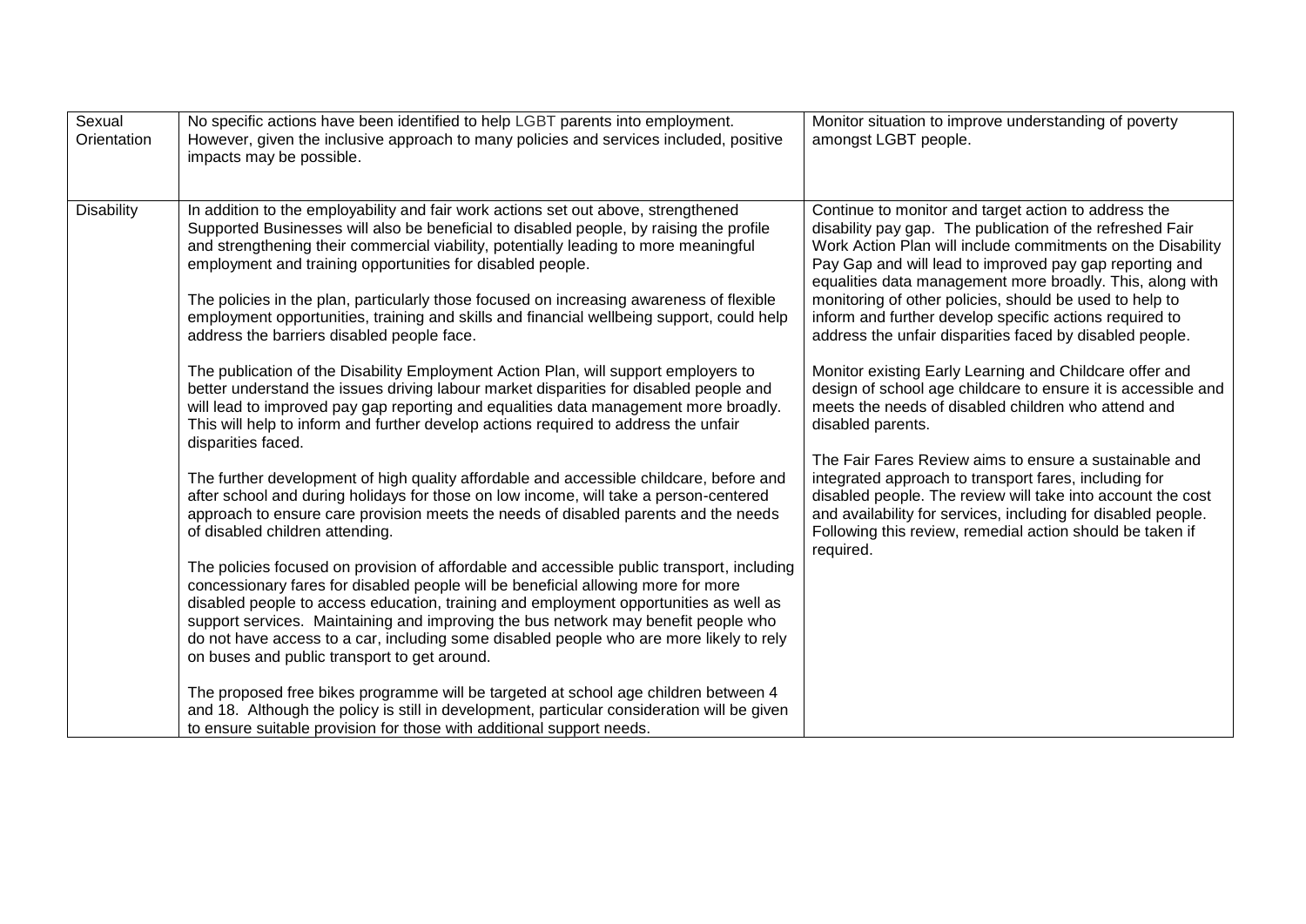| Sexual Orientation | No specific actions have been identified to help LGBT parents into employment. However, given the inclusive approach to many policies and services included, positive impacts may be possible. | Monitor situation to improve understanding of poverty amongst LGBT people. |
|---|---|---|
| Disability | In addition to the employability and fair work actions set out above, strengthened Supported Businesses will also be beneficial to disabled people, by raising the profile and strengthening their commercial viability, potentially leading to more meaningful employment and training opportunities for disabled people.<br><br>The policies in the plan, particularly those focused on increasing awareness of flexible employment opportunities, training and skills and financial wellbeing support, could help address the barriers disabled people face.<br><br>The publication of the Disability Employment Action Plan, will support employers to better understand the issues driving labour market disparities for disabled people and will lead to improved pay gap reporting and equalities data management more broadly. This will help to inform and further develop actions required to address the unfair disparities faced.<br><br>The further development of high quality affordable and accessible childcare, before and after school and during holidays for those on low income, will take a person-centered approach to ensure care provision meets the needs of disabled parents and the needs of disabled children attending.<br><br>The policies focused on provision of affordable and accessible public transport, including concessionary fares for disabled people will be beneficial allowing more for more disabled people to access education, training and employment opportunities as well as support services. Maintaining and improving the bus network may benefit people who do not have access to a car, including some disabled people who are more likely to rely on buses and public transport to get around.<br><br>The proposed free bikes programme will be targeted at school age children between 4 and 18. Although the policy is still in development, particular consideration will be given to ensure suitable provision for those with additional support needs. | Continue to monitor and target action to address the disability pay gap. The publication of the refreshed Fair Work Action Plan will include commitments on the Disability Pay Gap and will lead to improved pay gap reporting and equalities data management more broadly. This, along with monitoring of other policies, should be used to help to inform and further develop specific actions required to address the unfair disparities faced by disabled people.<br><br>Monitor existing Early Learning and Childcare offer and design of school age childcare to ensure it is accessible and meets the needs of disabled children who attend and disabled parents.<br><br>The Fair Fares Review aims to ensure a sustainable and integrated approach to transport fares, including for disabled people. The review will take into account the cost and availability for services, including for disabled people. Following this review, remedial action should be taken if required. |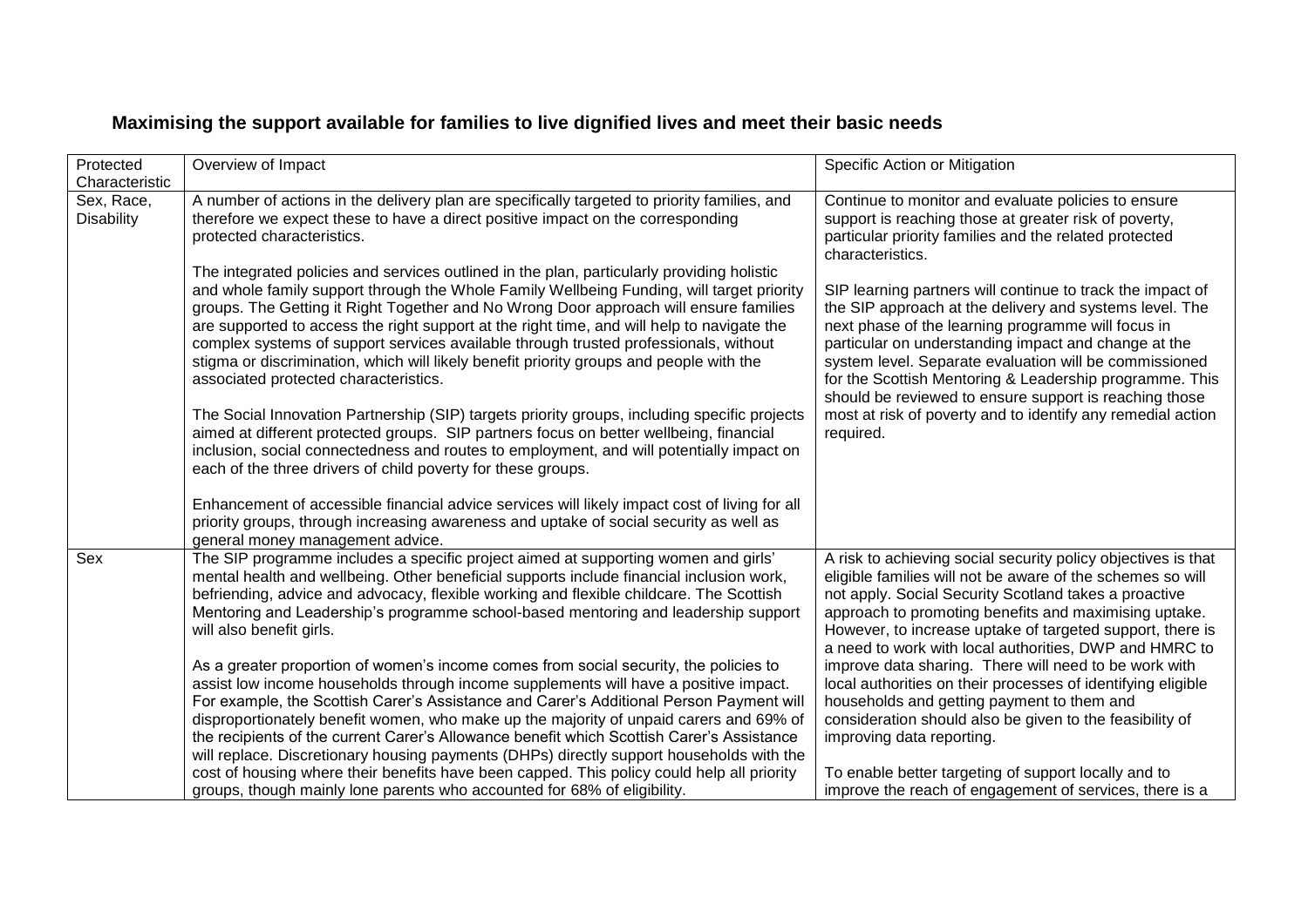## Maximising the support available for families to live dignified lives and meet their basic needs

| Protected Characteristic | Overview of Impact | Specific Action or Mitigation |
|---|---|---|
| Sex, Race, Disability | A number of actions in the delivery plan are specifically targeted to priority families, and therefore we expect these to have a direct positive impact on the corresponding protected characteristics.<br><br>The integrated policies and services outlined in the plan, particularly providing holistic and whole family support through the Whole Family Wellbeing Funding, will target priority groups. The Getting it Right Together and No Wrong Door approach will ensure families are supported to access the right support at the right time, and will help to navigate the complex systems of support services available through trusted professionals, without stigma or discrimination, which will likely benefit priority groups and people with the associated protected characteristics.<br><br>The Social Innovation Partnership (SIP) targets priority groups, including specific projects aimed at different protected groups. SIP partners focus on better wellbeing, financial inclusion, social connectedness and routes to employment, and will potentially impact on each of the three drivers of child poverty for these groups.<br><br>Enhancement of accessible financial advice services will likely impact cost of living for all priority groups, through increasing awareness and uptake of social security as well as general money management advice. | Continue to monitor and evaluate policies to ensure support is reaching those at greater risk of poverty, particular priority families and the related protected characteristics.<br><br>SIP learning partners will continue to track the impact of the SIP approach at the delivery and systems level. The next phase of the learning programme will focus in particular on understanding impact and change at the system level. Separate evaluation will be commissioned for the Scottish Mentoring & Leadership programme. This should be reviewed to ensure support is reaching those most at risk of poverty and to identify any remedial action required. |
| Sex | The SIP programme includes a specific project aimed at supporting women and girls' mental health and wellbeing. Other beneficial supports include financial inclusion work, befriending, advice and advocacy, flexible working and flexible childcare. The Scottish Mentoring and Leadership's programme school-based mentoring and leadership support will also benefit girls.<br><br>As a greater proportion of women's income comes from social security, the policies to assist low income households through income supplements will have a positive impact. For example, the Scottish Carer's Assistance and Carer's Additional Person Payment will disproportionately benefit women, who make up the majority of unpaid carers and 69% of the recipients of the current Carer's Allowance benefit which Scottish Carer's Assistance will replace. Discretionary housing payments (DHPs) directly support households with the cost of housing where their benefits have been capped. This policy could help all priority groups, though mainly lone parents who accounted for 68% of eligibility. | A risk to achieving social security policy objectives is that eligible families will not be aware of the schemes so will not apply. Social Security Scotland takes a proactive approach to promoting benefits and maximising uptake. However, to increase uptake of targeted support, there is a need to work with local authorities, DWP and HMRC to improve data sharing. There will need to be work with local authorities on their processes of identifying eligible households and getting payment to them and consideration should also be given to the feasibility of improving data reporting.<br><br>To enable better targeting of support locally and to improve the reach of engagement of services, there is a |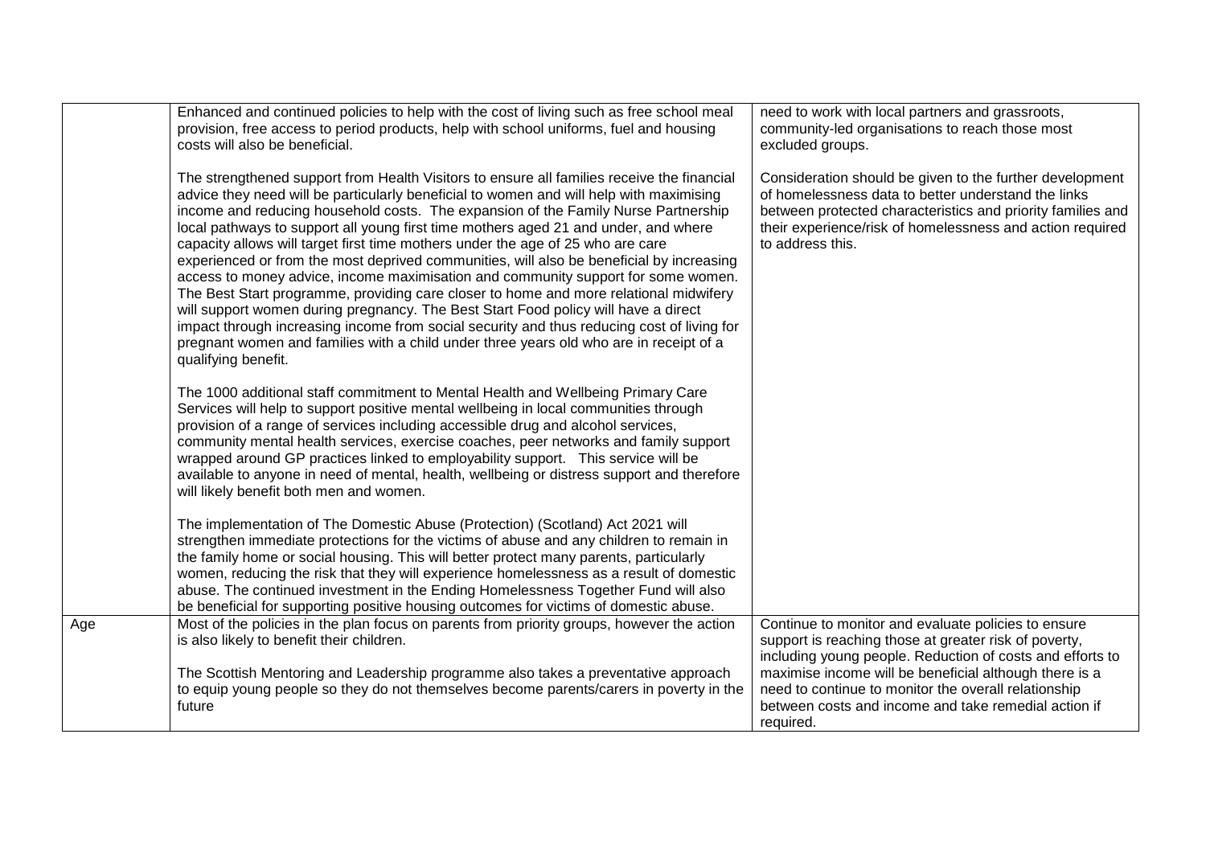| | | |
|---|---|---|
| | Enhanced and continued policies to help with the cost of living such as free school meal provision, free access to period products, help with school uniforms, fuel and housing costs will also be beneficial.<br><br>The strengthened support from Health Visitors to ensure all families receive the financial advice they need will be particularly beneficial to women and will help with maximising income and reducing household costs. The expansion of the Family Nurse Partnership local pathways to support all young first time mothers aged 21 and under, and where capacity allows will target first time mothers under the age of 25 who are care experienced or from the most deprived communities, will also be beneficial by increasing access to money advice, income maximisation and community support for some women. The Best Start programme, providing care closer to home and more relational midwifery will support women during pregnancy. The Best Start Food policy will have a direct impact through increasing income from social security and thus reducing cost of living for pregnant women and families with a child under three years old who are in receipt of a qualifying benefit.<br><br>The 1000 additional staff commitment to Mental Health and Wellbeing Primary Care Services will help to support positive mental wellbeing in local communities through provision of a range of services including accessible drug and alcohol services, community mental health services, exercise coaches, peer networks and family support wrapped around GP practices linked to employability support. This service will be available to anyone in need of mental, health, wellbeing or distress support and therefore will likely benefit both men and women.<br><br>The implementation of The Domestic Abuse (Protection) (Scotland) Act 2021 will strengthen immediate protections for the victims of abuse and any children to remain in the family home or social housing. This will better protect many parents, particularly women, reducing the risk that they will experience homelessness as a result of domestic abuse. The continued investment in the Ending Homelessness Together Fund will also be beneficial for supporting positive housing outcomes for victims of domestic abuse. | need to work with local partners and grassroots, community-led organisations to reach those most excluded groups.<br><br>Consideration should be given to the further development of homelessness data to better understand the links between protected characteristics and priority families and their experience/risk of homelessness and action required to address this. |
| Age | Most of the policies in the plan focus on parents from priority groups, however the action is also likely to benefit their children.<br><br>The Scottish Mentoring and Leadership programme also takes a preventative approach to equip young people so they do not themselves become parents/carers in poverty in the future | Continue to monitor and evaluate policies to ensure support is reaching those at greater risk of poverty, including young people. Reduction of costs and efforts to maximise income will be beneficial although there is a need to continue to monitor the overall relationship between costs and income and take remedial action if required. |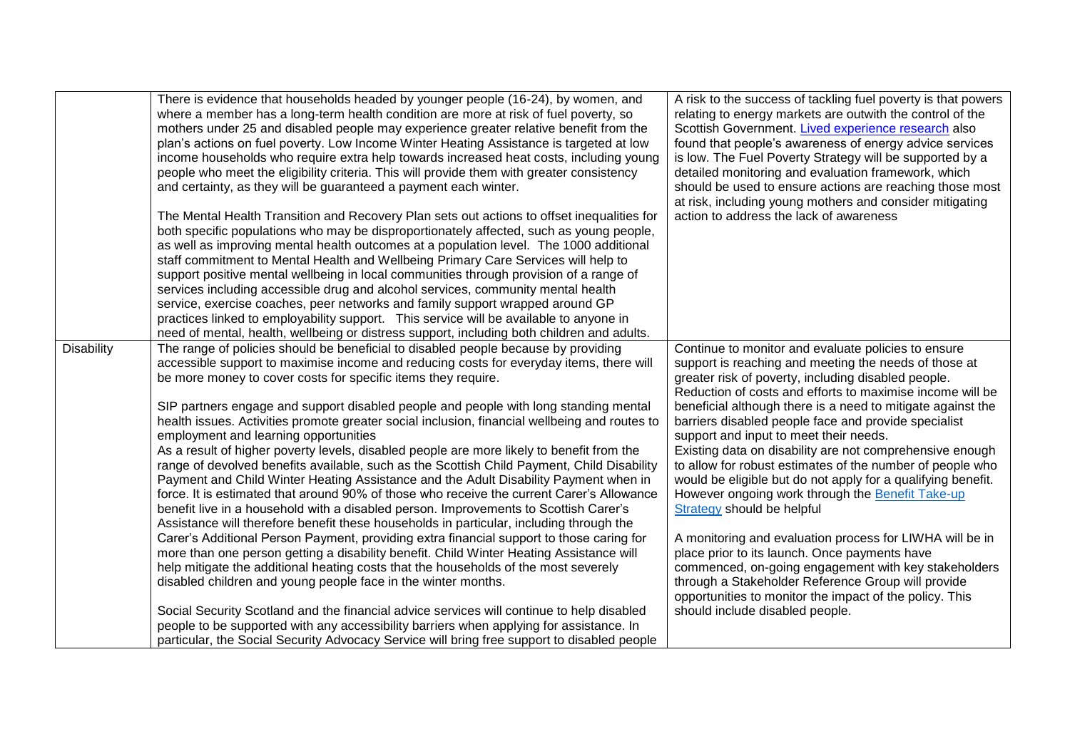| | | |
|---|---|---|
| | There is evidence that households headed by younger people (16-24), by women, and where a member has a long-term health condition are more at risk of fuel poverty, so mothers under 25 and disabled people may experience greater relative benefit from the plan's actions on fuel poverty. Low Income Winter Heating Assistance is targeted at low income households who require extra help towards increased heat costs, including young people who meet the eligibility criteria. This will provide them with greater consistency and certainty, as they will be guaranteed a payment each winter.<br><br>The Mental Health Transition and Recovery Plan sets out actions to offset inequalities for both specific populations who may be disproportionately affected, such as young people, as well as improving mental health outcomes at a population level. The 1000 additional staff commitment to Mental Health and Wellbeing Primary Care Services will help to support positive mental wellbeing in local communities through provision of a range of services including accessible drug and alcohol services, community mental health service, exercise coaches, peer networks and family support wrapped around GP practices linked to employability support. This service will be available to anyone in need of mental, health, wellbeing or distress support, including both children and adults. | A risk to the success of tackling fuel poverty is that powers relating to energy markets are outwith the control of the Scottish Government. Lived experience research also found that people's awareness of energy advice services is low. The Fuel Poverty Strategy will be supported by a detailed monitoring and evaluation framework, which should be used to ensure actions are reaching those most at risk, including young mothers and consider mitigating action to address the lack of awareness |
| Disability | The range of policies should be beneficial to disabled people because by providing accessible support to maximise income and reducing costs for everyday items, there will be more money to cover costs for specific items they require.<br><br>SIP partners engage and support disabled people and people with long standing mental health issues. Activities promote greater social inclusion, financial wellbeing and routes to employment and learning opportunities<br>As a result of higher poverty levels, disabled people are more likely to benefit from the range of devolved benefits available, such as the Scottish Child Payment, Child Disability Payment and Child Winter Heating Assistance and the Adult Disability Payment when in force. It is estimated that around 90% of those who receive the current Carer's Allowance benefit live in a household with a disabled person. Improvements to Scottish Carer's Assistance will therefore benefit these households in particular, including through the Carer's Additional Person Payment, providing extra financial support to those caring for more than one person getting a disability benefit. Child Winter Heating Assistance will help mitigate the additional heating costs that the households of the most severely disabled children and young people face in the winter months.<br><br>Social Security Scotland and the financial advice services will continue to help disabled people to be supported with any accessibility barriers when applying for assistance. In particular, the Social Security Advocacy Service will bring free support to disabled people | Continue to monitor and evaluate policies to ensure support is reaching and meeting the needs of those at greater risk of poverty, including disabled people.<br>Reduction of costs and efforts to maximise income will be beneficial although there is a need to mitigate against the barriers disabled people face and provide specialist support and input to meet their needs.<br>Existing data on disability are not comprehensive enough to allow for robust estimates of the number of people who would be eligible but do not apply for a qualifying benefit. However ongoing work through the Benefit Take-up Strategy should be helpful<br><br>A monitoring and evaluation process for LIWHA will be in place prior to its launch. Once payments have commenced, on-going engagement with key stakeholders through a Stakeholder Reference Group will provide opportunities to monitor the impact of the policy. This should include disabled people. |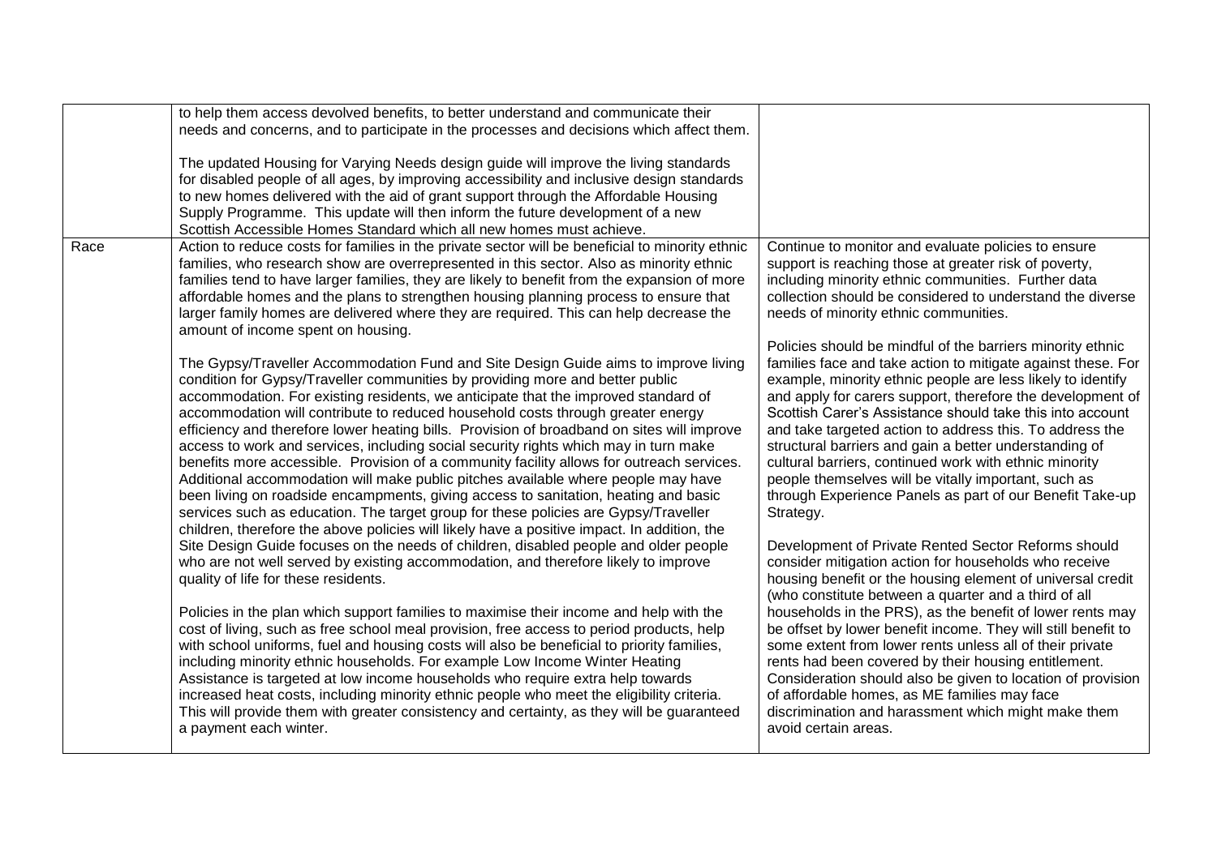| | | |
|---|---|---|
| | to help them access devolved benefits, to better understand and communicate their needs and concerns, and to participate in the processes and decisions which affect them.<br><br>The updated Housing for Varying Needs design guide will improve the living standards for disabled people of all ages, by improving accessibility and inclusive design standards to new homes delivered with the aid of grant support through the Affordable Housing Supply Programme. This update will then inform the future development of a new Scottish Accessible Homes Standard which all new homes must achieve. | |
| Race | Action to reduce costs for families in the private sector will be beneficial to minority ethnic families, who research show are overrepresented in this sector. Also as minority ethnic families tend to have larger families, they are likely to benefit from the expansion of more affordable homes and the plans to strengthen housing planning process to ensure that larger family homes are delivered where they are required. This can help decrease the amount of income spent on housing.<br><br>The Gypsy/Traveller Accommodation Fund and Site Design Guide aims to improve living condition for Gypsy/Traveller communities by providing more and better public accommodation. For existing residents, we anticipate that the improved standard of accommodation will contribute to reduced household costs through greater energy efficiency and therefore lower heating bills. Provision of broadband on sites will improve access to work and services, including social security rights which may in turn make benefits more accessible. Provision of a community facility allows for outreach services. Additional accommodation will make public pitches available where people may have been living on roadside encampments, giving access to sanitation, heating and basic services such as education. The target group for these policies are Gypsy/Traveller children, therefore the above policies will likely have a positive impact. In addition, the Site Design Guide focuses on the needs of children, disabled people and older people who are not well served by existing accommodation, and therefore likely to improve quality of life for these residents.<br><br>Policies in the plan which support families to maximise their income and help with the cost of living, such as free school meal provision, free access to period products, help with school uniforms, fuel and housing costs will also be beneficial to priority families, including minority ethnic households. For example Low Income Winter Heating Assistance is targeted at low income households who require extra help towards increased heat costs, including minority ethnic people who meet the eligibility criteria. This will provide them with greater consistency and certainty, as they will be guaranteed a payment each winter. | Continue to monitor and evaluate policies to ensure support is reaching those at greater risk of poverty, including minority ethnic communities. Further data collection should be considered to understand the diverse needs of minority ethnic communities.<br><br>Policies should be mindful of the barriers minority ethnic families face and take action to mitigate against these. For example, minority ethnic people are less likely to identify and apply for carers support, therefore the development of Scottish Carer's Assistance should take this into account and take targeted action to address this. To address the structural barriers and gain a better understanding of cultural barriers, continued work with ethnic minority people themselves will be vitally important, such as through Experience Panels as part of our Benefit Take-up Strategy.<br><br>Development of Private Rented Sector Reforms should consider mitigation action for households who receive housing benefit or the housing element of universal credit (who constitute between a quarter and a third of all households in the PRS), as the benefit of lower rents may be offset by lower benefit income. They will still benefit to some extent from lower rents unless all of their private rents had been covered by their housing entitlement. Consideration should also be given to location of provision of affordable homes, as ME families may face discrimination and harassment which might make them avoid certain areas. |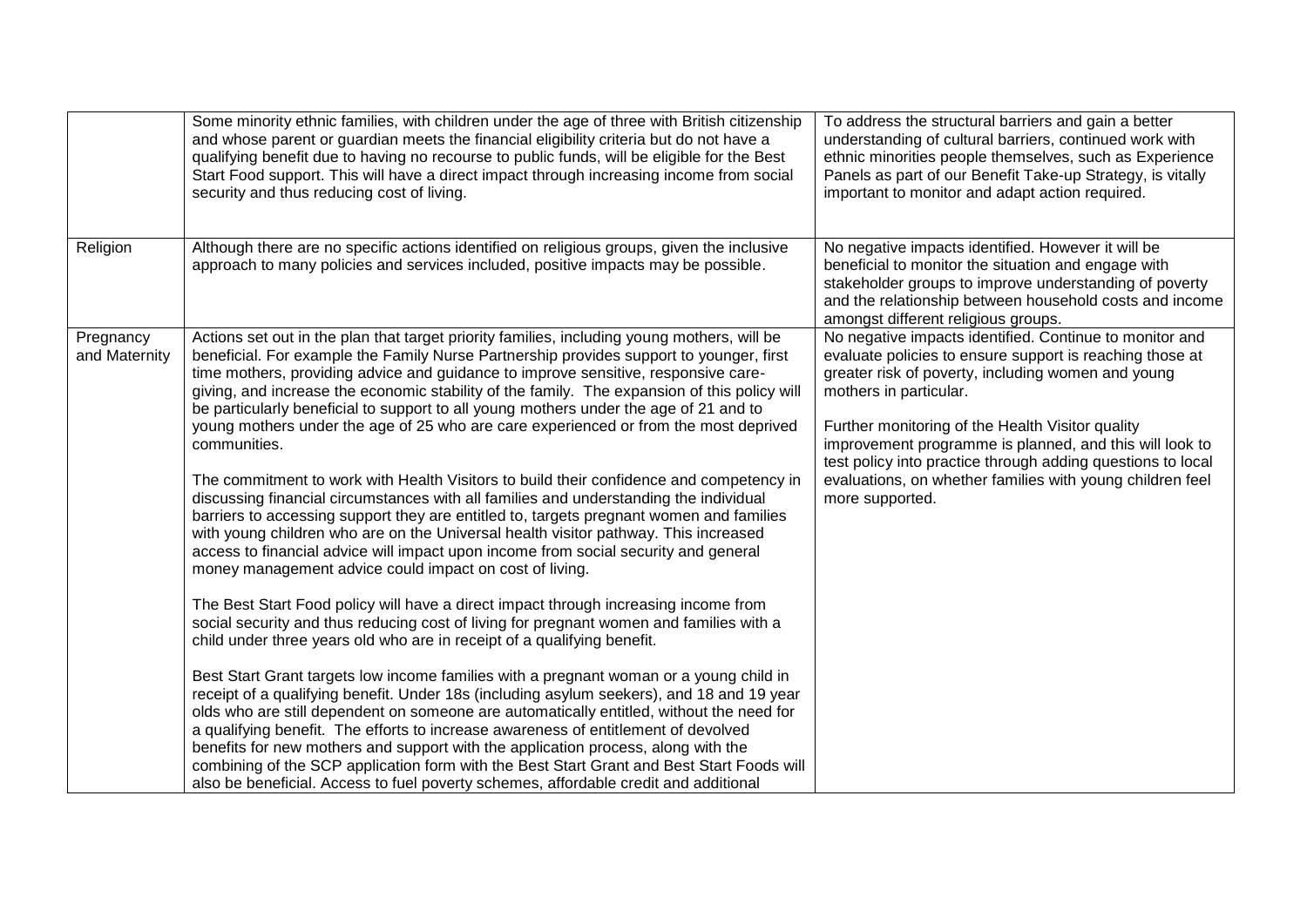| | | |
|---|---|---|
| | Some minority ethnic families, with children under the age of three with British citizenship and whose parent or guardian meets the financial eligibility criteria but do not have a qualifying benefit due to having no recourse to public funds, will be eligible for the Best Start Food support. This will have a direct impact through increasing income from social security and thus reducing cost of living. | To address the structural barriers and gain a better understanding of cultural barriers, continued work with ethnic minorities people themselves, such as Experience Panels as part of our Benefit Take-up Strategy, is vitally important to monitor and adapt action required. |
| Religion | Although there are no specific actions identified on religious groups, given the inclusive approach to many policies and services included, positive impacts may be possible. | No negative impacts identified. However it will be beneficial to monitor the situation and engage with stakeholder groups to improve understanding of poverty and the relationship between household costs and income amongst different religious groups. |
| Pregnancy and Maternity | Actions set out in the plan that target priority families, including young mothers, will be beneficial. For example the Family Nurse Partnership provides support to younger, first time mothers, providing advice and guidance to improve sensitive, responsive care-giving, and increase the economic stability of the family. The expansion of this policy will be particularly beneficial to support to all young mothers under the age of 21 and to young mothers under the age of 25 who are care experienced or from the most deprived communities.<br><br>The commitment to work with Health Visitors to build their confidence and competency in discussing financial circumstances with all families and understanding the individual barriers to accessing support they are entitled to, targets pregnant women and families with young children who are on the Universal health visitor pathway. This increased access to financial advice will impact upon income from social security and general money management advice could impact on cost of living.<br><br>The Best Start Food policy will have a direct impact through increasing income from social security and thus reducing cost of living for pregnant women and families with a child under three years old who are in receipt of a qualifying benefit.<br><br>Best Start Grant targets low income families with a pregnant woman or a young child in receipt of a qualifying benefit. Under 18s (including asylum seekers), and 18 and 19 year olds who are still dependent on someone are automatically entitled, without the need for a qualifying benefit. The efforts to increase awareness of entitlement of devolved benefits for new mothers and support with the application process, along with the combining of the SCP application form with the Best Start Grant and Best Start Foods will also be beneficial. Access to fuel poverty schemes, affordable credit and additional | No negative impacts identified. Continue to monitor and evaluate policies to ensure support is reaching those at greater risk of poverty, including women and young mothers in particular.<br><br>Further monitoring of the Health Visitor quality improvement programme is planned, and this will look to test policy into practice through adding questions to local evaluations, on whether families with young children feel more supported. |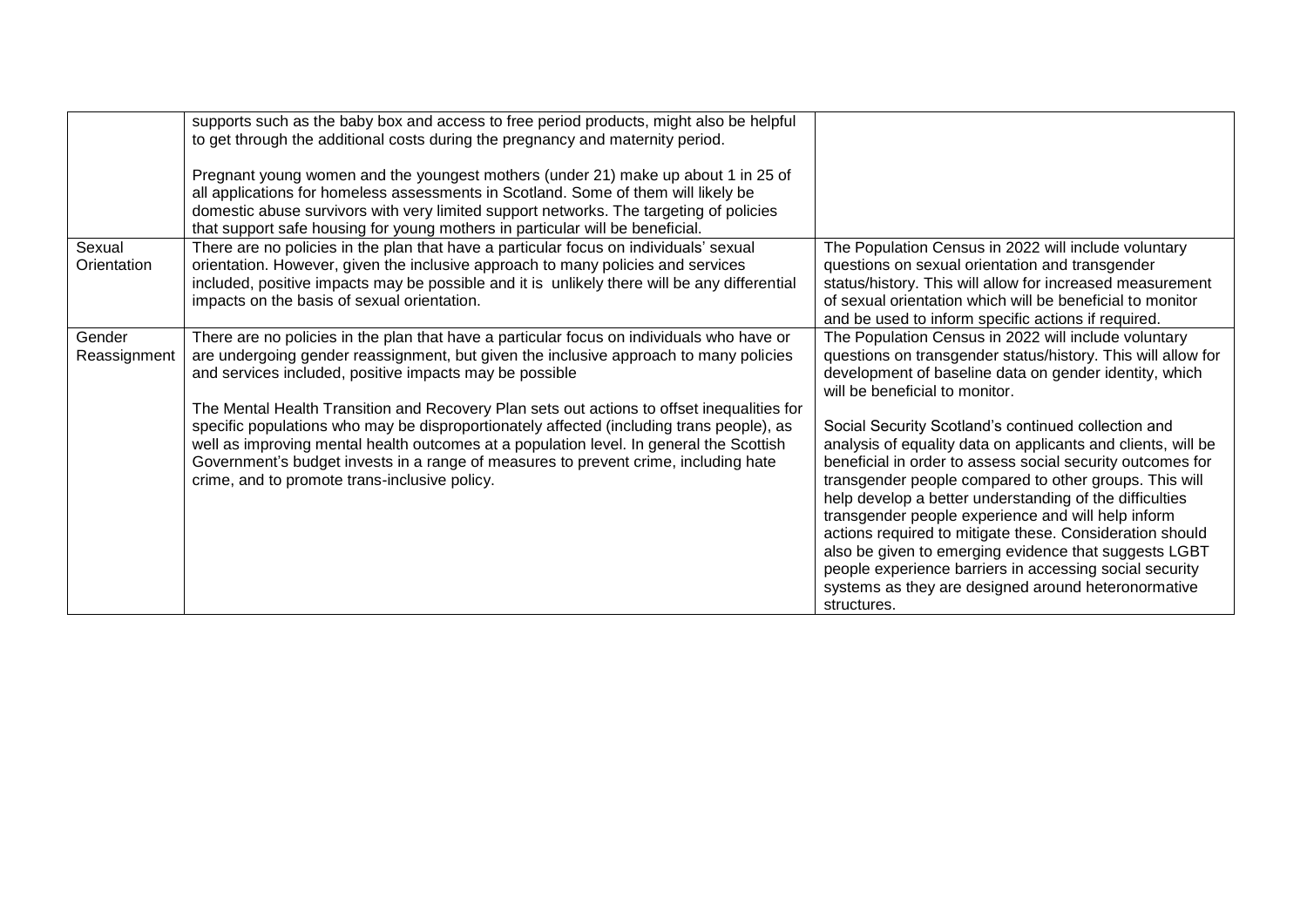| | | |
|---|---|---|
| | supports such as the baby box and access to free period products, might also be helpful to get through the additional costs during the pregnancy and maternity period.<br><br>Pregnant young women and the youngest mothers (under 21) make up about 1 in 25 of all applications for homeless assessments in Scotland. Some of them will likely be domestic abuse survivors with very limited support networks. The targeting of policies that support safe housing for young mothers in particular will be beneficial. | |
| Sexual Orientation | There are no policies in the plan that have a particular focus on individuals' sexual orientation. However, given the inclusive approach to many policies and services included, positive impacts may be possible and it is unlikely there will be any differential impacts on the basis of sexual orientation. | The Population Census in 2022 will include voluntary questions on sexual orientation and transgender status/history. This will allow for increased measurement of sexual orientation which will be beneficial to monitor and be used to inform specific actions if required. |
| Gender Reassignment | There are no policies in the plan that have a particular focus on individuals who have or are undergoing gender reassignment, but given the inclusive approach to many policies and services included, positive impacts may be possible<br><br>The Mental Health Transition and Recovery Plan sets out actions to offset inequalities for specific populations who may be disproportionately affected (including trans people), as well as improving mental health outcomes at a population level. In general the Scottish Government's budget invests in a range of measures to prevent crime, including hate crime, and to promote trans-inclusive policy. | The Population Census in 2022 will include voluntary questions on transgender status/history. This will allow for development of baseline data on gender identity, which will be beneficial to monitor.<br><br>Social Security Scotland's continued collection and analysis of equality data on applicants and clients, will be beneficial in order to assess social security outcomes for transgender people compared to other groups. This will help develop a better understanding of the difficulties transgender people experience and will help inform actions required to mitigate these. Consideration should also be given to emerging evidence that suggests LGBT people experience barriers in accessing social security systems as they are designed around heteronormative structures. |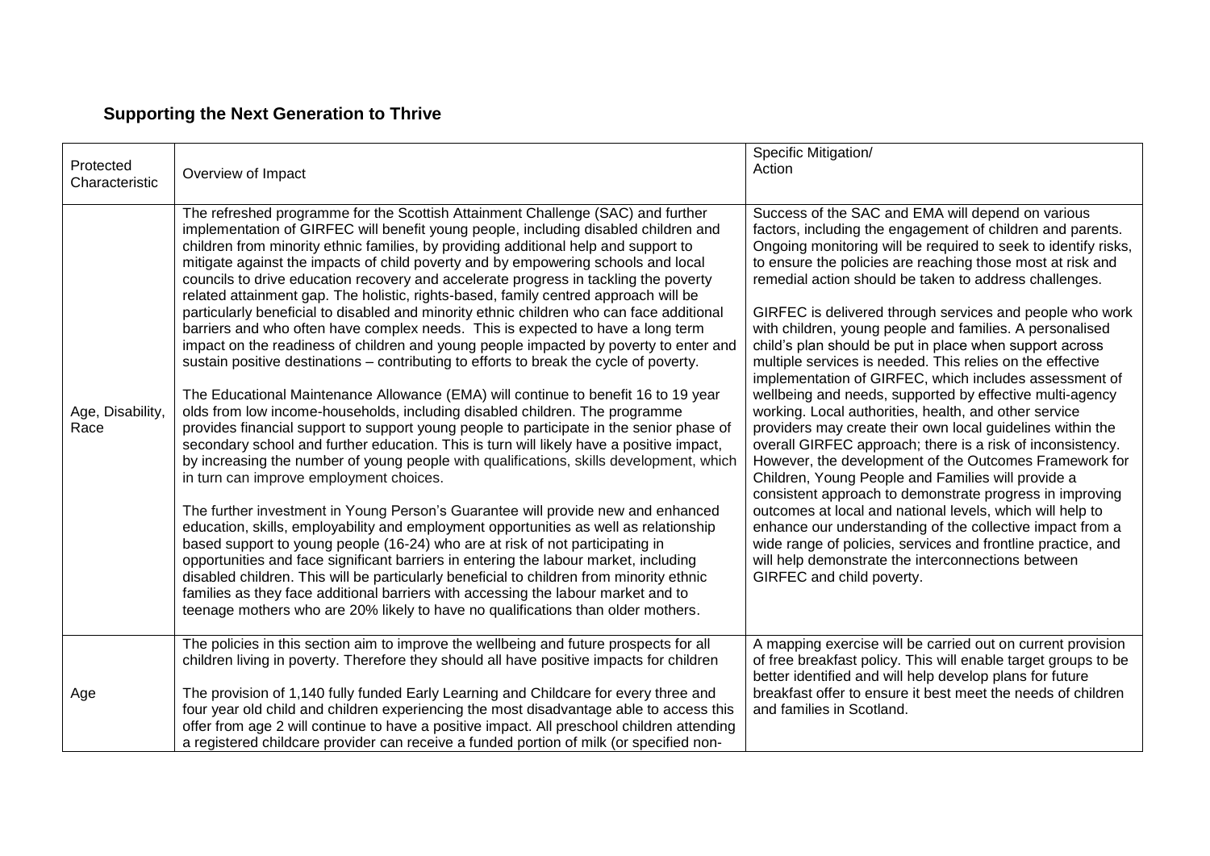## Supporting the Next Generation to Thrive

| Protected Characteristic | Overview of Impact | Specific Mitigation/ Action |
|---|---|---|
| Age, Disability, Race | The refreshed programme for the Scottish Attainment Challenge (SAC) and further implementation of GIRFEC will benefit young people, including disabled children and children from minority ethnic families, by providing additional help and support to mitigate against the impacts of child poverty and by empowering schools and local councils to drive education recovery and accelerate progress in tackling the poverty related attainment gap. The holistic, rights-based, family centred approach will be particularly beneficial to disabled and minority ethnic children who can face additional barriers and who often have complex needs. This is expected to have a long term impact on the readiness of children and young people impacted by poverty to enter and sustain positive destinations – contributing to efforts to break the cycle of poverty.<br><br>The Educational Maintenance Allowance (EMA) will continue to benefit 16 to 19 year olds from low income-households, including disabled children. The programme provides financial support to support young people to participate in the senior phase of secondary school and further education. This is turn will likely have a positive impact, by increasing the number of young people with qualifications, skills development, which in turn can improve employment choices.<br><br>The further investment in Young Person's Guarantee will provide new and enhanced education, skills, employability and employment opportunities as well as relationship based support to young people (16-24) who are at risk of not participating in opportunities and face significant barriers in entering the labour market, including disabled children. This will be particularly beneficial to children from minority ethnic families as they face additional barriers with accessing the labour market and to teenage mothers who are 20% likely to have no qualifications than older mothers. | Success of the SAC and EMA will depend on various factors, including the engagement of children and parents. Ongoing monitoring will be required to seek to identify risks, to ensure the policies are reaching those most at risk and remedial action should be taken to address challenges.<br><br>GIRFEC is delivered through services and people who work with children, young people and families. A personalised child's plan should be put in place when support across multiple services is needed. This relies on the effective implementation of GIRFEC, which includes assessment of wellbeing and needs, supported by effective multi-agency working. Local authorities, health, and other service providers may create their own local guidelines within the overall GIRFEC approach; there is a risk of inconsistency. However, the development of the Outcomes Framework for Children, Young People and Families will provide a consistent approach to demonstrate progress in improving outcomes at local and national levels, which will help to enhance our understanding of the collective impact from a wide range of policies, services and frontline practice, and will help demonstrate the interconnections between GIRFEC and child poverty. |
| Age | The policies in this section aim to improve the wellbeing and future prospects for all children living in poverty. Therefore they should all have positive impacts for children<br><br>The provision of 1,140 fully funded Early Learning and Childcare for every three and four year old child and children experiencing the most disadvantage able to access this offer from age 2 will continue to have a positive impact. All preschool children attending a registered childcare provider can receive a funded portion of milk (or specified non- | A mapping exercise will be carried out on current provision of free breakfast policy. This will enable target groups to be better identified and will help develop plans for future breakfast offer to ensure it best meet the needs of children and families in Scotland. |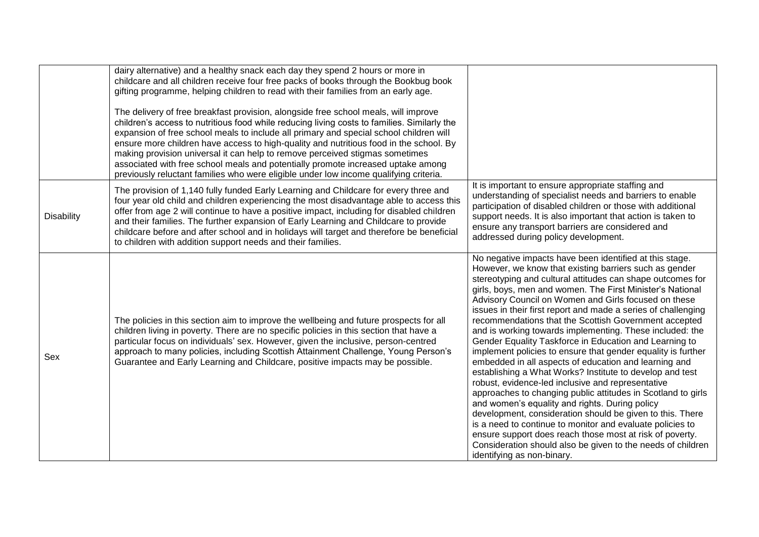| | | |
|---|---|---|
| | dairy alternative) and a healthy snack each day they spend 2 hours or more in childcare and all children receive four free packs of books through the Bookbug book gifting programme, helping children to read with their families from an early age.<br><br>The delivery of free breakfast provision, alongside free school meals, will improve children's access to nutritious food while reducing living costs to families. Similarly the expansion of free school meals to include all primary and special school children will ensure more children have access to high-quality and nutritious food in the school. By making provision universal it can help to remove perceived stigmas sometimes associated with free school meals and potentially promote increased uptake among previously reluctant families who were eligible under low income qualifying criteria. | |
| Disability | The provision of 1,140 fully funded Early Learning and Childcare for every three and four year old child and children experiencing the most disadvantage able to access this offer from age 2 will continue to have a positive impact, including for disabled children and their families. The further expansion of Early Learning and Childcare to provide childcare before and after school and in holidays will target and therefore be beneficial to children with addition support needs and their families. | It is important to ensure appropriate staffing and understanding of specialist needs and barriers to enable participation of disabled children or those with additional support needs. It is also important that action is taken to ensure any transport barriers are considered and addressed during policy development. |
| Sex | The policies in this section aim to improve the wellbeing and future prospects for all children living in poverty. There are no specific policies in this section that have a particular focus on individuals' sex. However, given the inclusive, person-centred approach to many policies, including Scottish Attainment Challenge, Young Person's Guarantee and Early Learning and Childcare, positive impacts may be possible. | No negative impacts have been identified at this stage. However, we know that existing barriers such as gender stereotyping and cultural attitudes can shape outcomes for girls, boys, men and women. The First Minister's National Advisory Council on Women and Girls focused on these issues in their first report and made a series of challenging recommendations that the Scottish Government accepted and is working towards implementing. These included: the Gender Equality Taskforce in Education and Learning to implement policies to ensure that gender equality is further embedded in all aspects of education and learning and establishing a What Works? Institute to develop and test robust, evidence-led inclusive and representative approaches to changing public attitudes in Scotland to girls and women's equality and rights. During policy development, consideration should be given to this. There is a need to continue to monitor and evaluate policies to ensure support does reach those most at risk of poverty. Consideration should also be given to the needs of children identifying as non-binary. |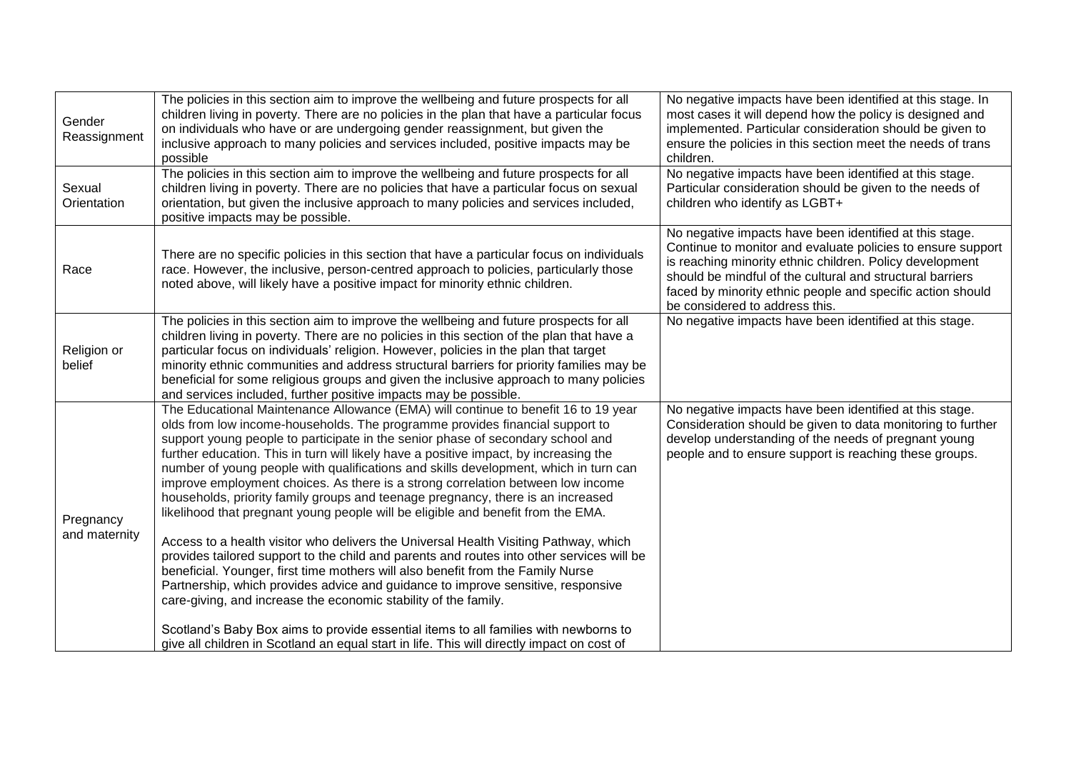| | | |
|---|---|---|
| Gender Reassignment | The policies in this section aim to improve the wellbeing and future prospects for all children living in poverty. There are no policies in the plan that have a particular focus on individuals who have or are undergoing gender reassignment, but given the inclusive approach to many policies and services included, positive impacts may be possible | No negative impacts have been identified at this stage. In most cases it will depend how the policy is designed and implemented. Particular consideration should be given to ensure the policies in this section meet the needs of trans children. |
| Sexual Orientation | The policies in this section aim to improve the wellbeing and future prospects for all children living in poverty. There are no policies that have a particular focus on sexual orientation, but given the inclusive approach to many policies and services included, positive impacts may be possible. | No negative impacts have been identified at this stage. Particular consideration should be given to the needs of children who identify as LGBT+ |
| Race | There are no specific policies in this section that have a particular focus on individuals race. However, the inclusive, person-centred approach to policies, particularly those noted above, will likely have a positive impact for minority ethnic children. | No negative impacts have been identified at this stage. Continue to monitor and evaluate policies to ensure support is reaching minority ethnic children. Policy development should be mindful of the cultural and structural barriers faced by minority ethnic people and specific action should be considered to address this. |
| Religion or belief | The policies in this section aim to improve the wellbeing and future prospects for all children living in poverty. There are no policies in this section of the plan that have a particular focus on individuals' religion. However, policies in the plan that target minority ethnic communities and address structural barriers for priority families may be beneficial for some religious groups and given the inclusive approach to many policies and services included, further positive impacts may be possible. | No negative impacts have been identified at this stage. |
| Pregnancy and maternity | The Educational Maintenance Allowance (EMA) will continue to benefit 16 to 19 year olds from low income-households. The programme provides financial support to support young people to participate in the senior phase of secondary school and further education. This in turn will likely have a positive impact, by increasing the number of young people with qualifications and skills development, which in turn can improve employment choices. As there is a strong correlation between low income households, priority family groups and teenage pregnancy, there is an increased likelihood that pregnant young people will be eligible and benefit from the EMA.<br><br>Access to a health visitor who delivers the Universal Health Visiting Pathway, which provides tailored support to the child and parents and routes into other services will be beneficial. Younger, first time mothers will also benefit from the Family Nurse Partnership, which provides advice and guidance to improve sensitive, responsive care-giving, and increase the economic stability of the family.<br><br>Scotland's Baby Box aims to provide essential items to all families with newborns to give all children in Scotland an equal start in life. This will directly impact on cost of | No negative impacts have been identified at this stage. Consideration should be given to data monitoring to further develop understanding of the needs of pregnant young people and to ensure support is reaching these groups. |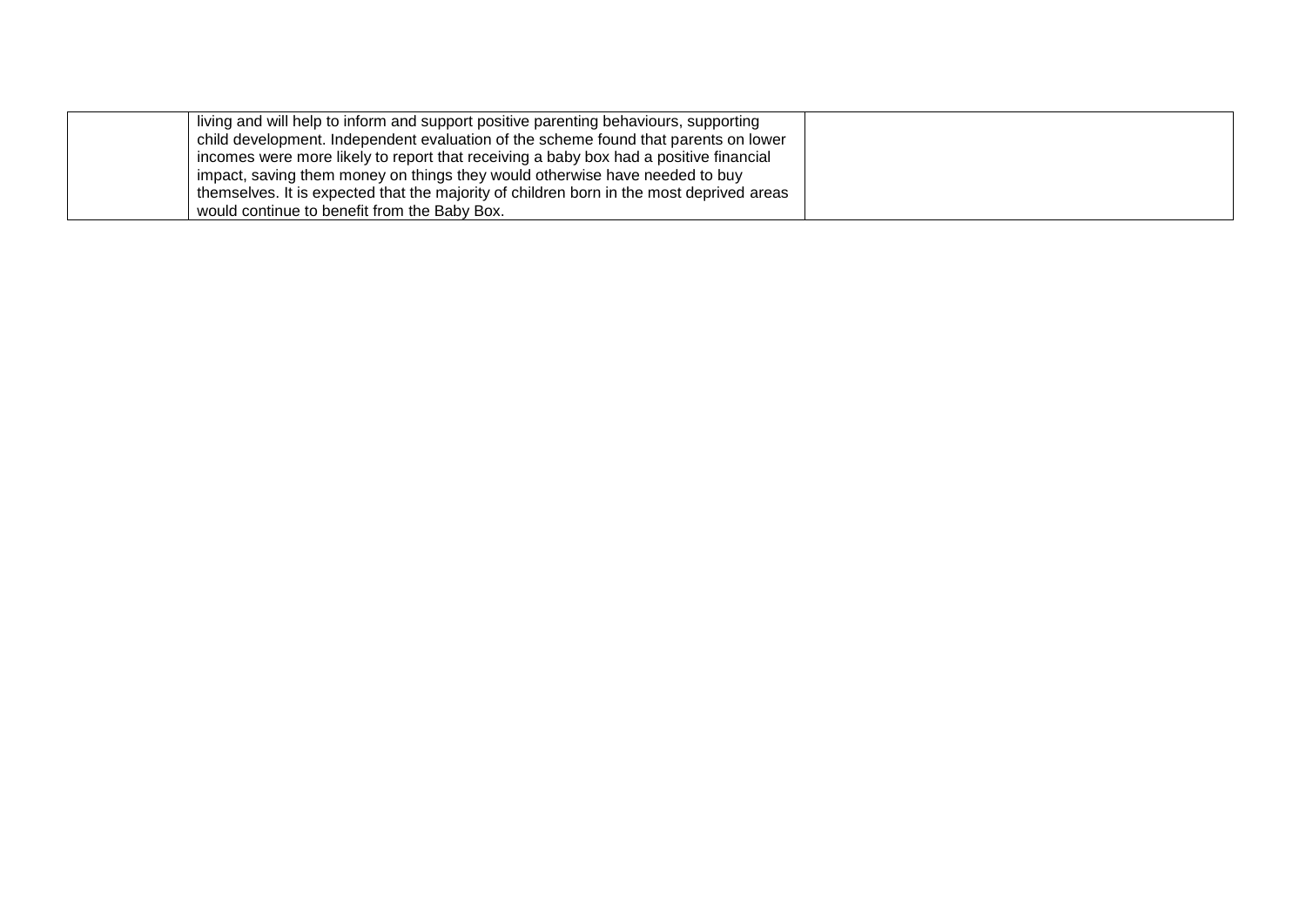|  | living and will help to inform and support positive parenting behaviours, supporting child development. Independent evaluation of the scheme found that parents on lower incomes were more likely to report that receiving a baby box had a positive financial impact, saving them money on things they would otherwise have needed to buy themselves. It is expected that the majority of children born in the most deprived areas would continue to benefit from the Baby Box. |  |
|---|---|---|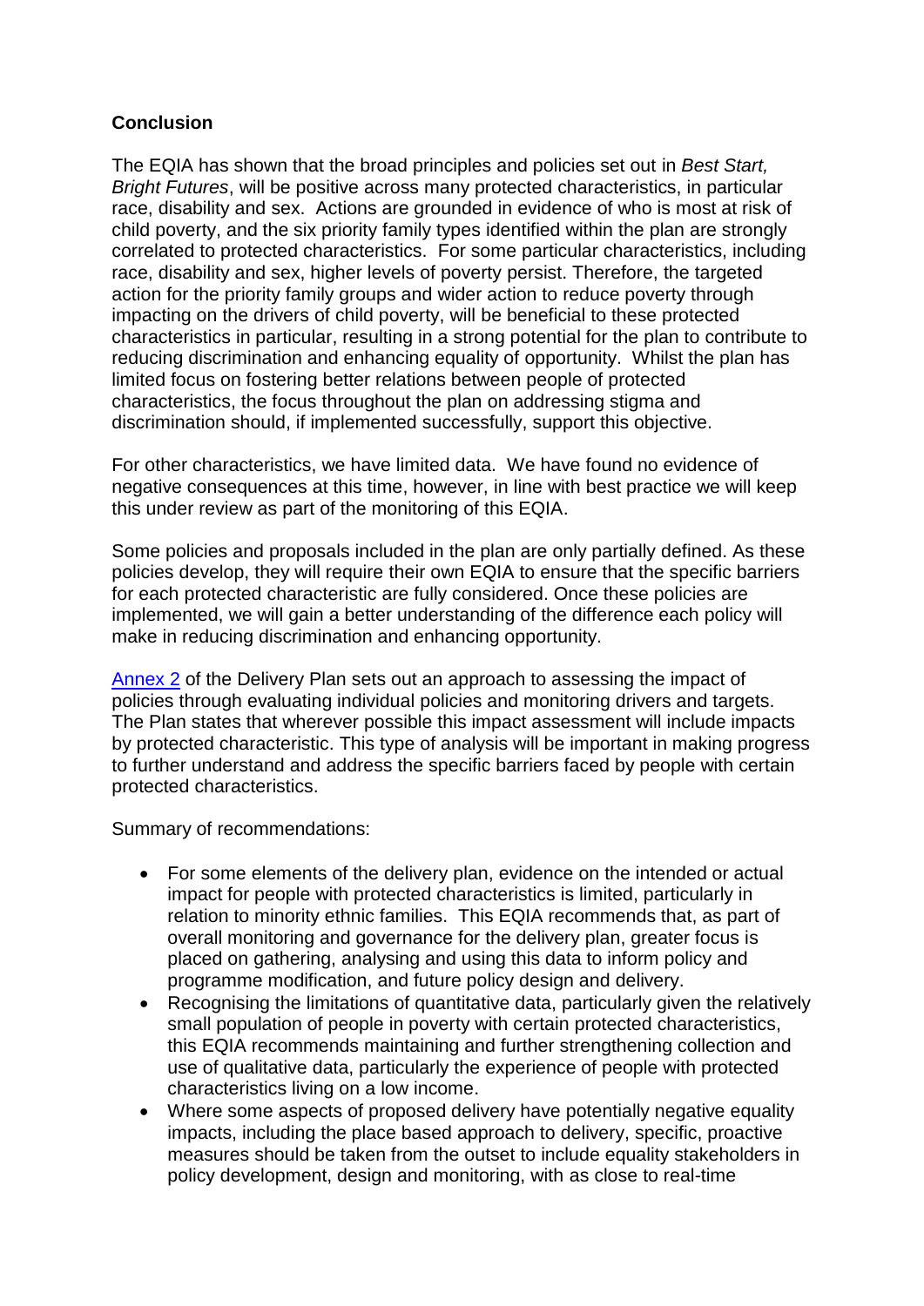## Conclusion

The EQIA has shown that the broad principles and policies set out in *Best Start, Bright Futures*, will be positive across many protected characteristics, in particular race, disability and sex. Actions are grounded in evidence of who is most at risk of child poverty, and the six priority family types identified within the plan are strongly correlated to protected characteristics. For some particular characteristics, including race, disability and sex, higher levels of poverty persist. Therefore, the targeted action for the priority family groups and wider action to reduce poverty through impacting on the drivers of child poverty, will be beneficial to these protected characteristics in particular, resulting in a strong potential for the plan to contribute to reducing discrimination and enhancing equality of opportunity. Whilst the plan has limited focus on fostering better relations between people of protected characteristics, the focus throughout the plan on addressing stigma and discrimination should, if implemented successfully, support this objective.

For other characteristics, we have limited data. We have found no evidence of negative consequences at this time, however, in line with best practice we will keep this under review as part of the monitoring of this EQIA.

Some policies and proposals included in the plan are only partially defined. As these policies develop, they will require their own EQIA to ensure that the specific barriers for each protected characteristic are fully considered. Once these policies are implemented, we will gain a better understanding of the difference each policy will make in reducing discrimination and enhancing opportunity.

Annex 2 of the Delivery Plan sets out an approach to assessing the impact of policies through evaluating individual policies and monitoring drivers and targets. The Plan states that wherever possible this impact assessment will include impacts by protected characteristic. This type of analysis will be important in making progress to further understand and address the specific barriers faced by people with certain protected characteristics.

Summary of recommendations:

- For some elements of the delivery plan, evidence on the intended or actual impact for people with protected characteristics is limited, particularly in relation to minority ethnic families. This EQIA recommends that, as part of overall monitoring and governance for the delivery plan, greater focus is placed on gathering, analysing and using this data to inform policy and programme modification, and future policy design and delivery.
- Recognising the limitations of quantitative data, particularly given the relatively small population of people in poverty with certain protected characteristics, this EQIA recommends maintaining and further strengthening collection and use of qualitative data, particularly the experience of people with protected characteristics living on a low income.
- Where some aspects of proposed delivery have potentially negative equality impacts, including the place based approach to delivery, specific, proactive measures should be taken from the outset to include equality stakeholders in policy development, design and monitoring, with as close to real-time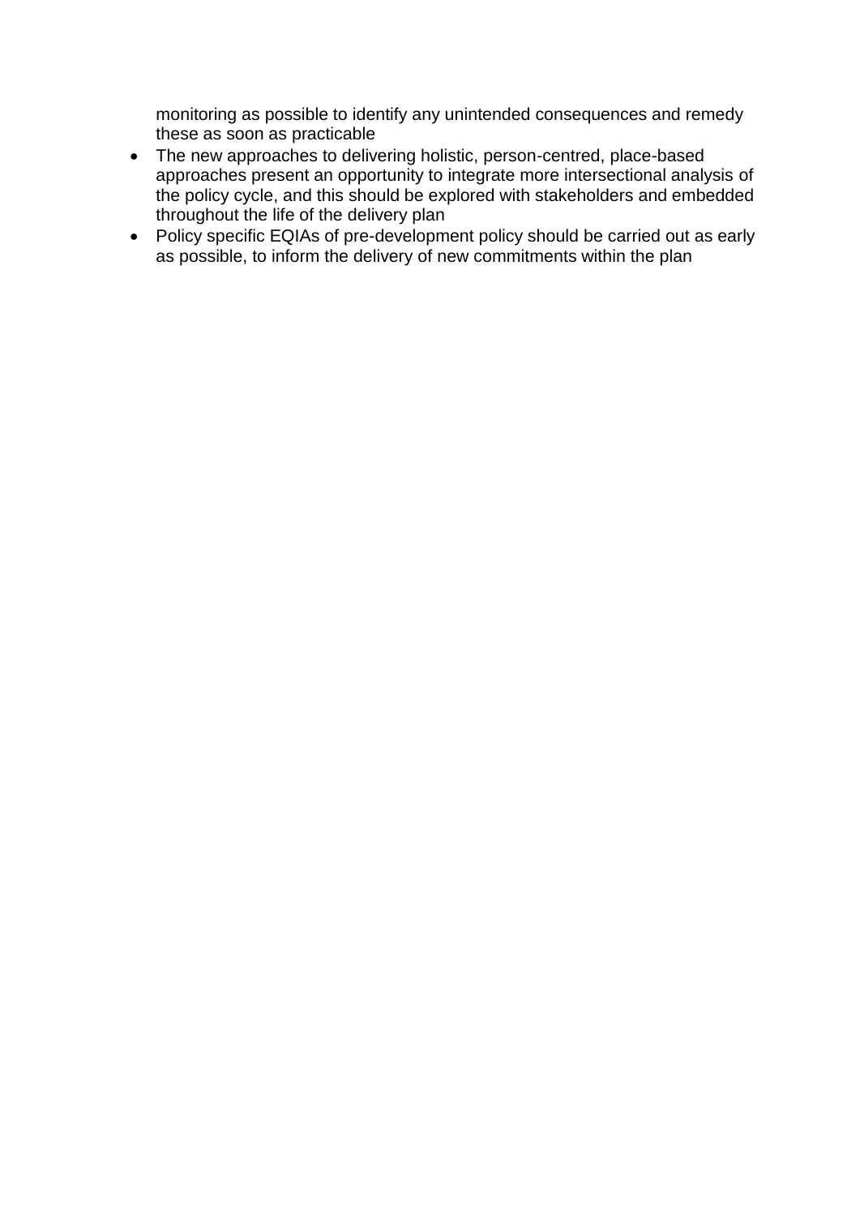monitoring as possible to identify any unintended consequences and remedy these as soon as practicable

- The new approaches to delivering holistic, person-centred, place-based approaches present an opportunity to integrate more intersectional analysis of the policy cycle, and this should be explored with stakeholders and embedded throughout the life of the delivery plan
- Policy specific EQIAs of pre-development policy should be carried out as early as possible, to inform the delivery of new commitments within the plan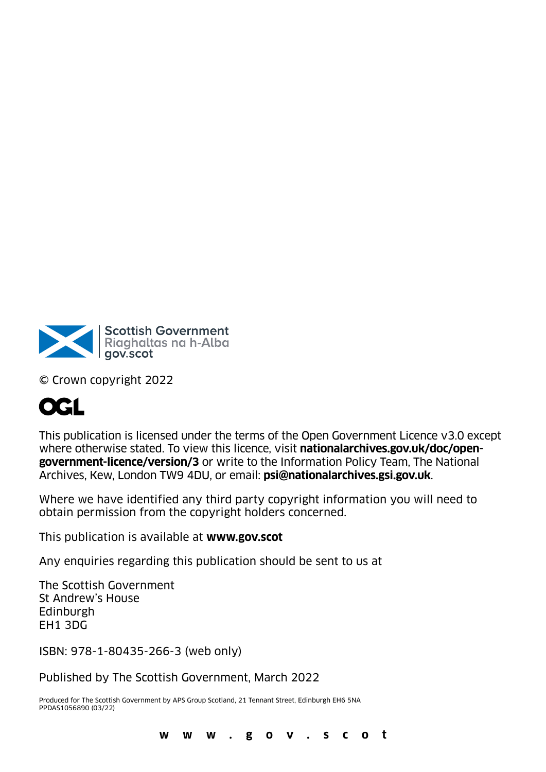Scottish Government
Riaghaltas na h-Alba
gov.scot

© Crown copyright 2022

OGL

This publication is licensed under the terms of the Open Government Licence v3.0 except where otherwise stated. To view this licence, visit **nationalarchives.gov.uk/doc/open-government-licence/version/3** or write to the Information Policy Team, The National Archives, Kew, London TW9 4DU, or email: **psi@nationalarchives.gsi.gov.uk**.

Where we have identified any third party copyright information you will need to obtain permission from the copyright holders concerned.

This publication is available at **www.gov.scot**

Any enquiries regarding this publication should be sent to us at

The Scottish Government
St Andrew's House
Edinburgh
EH1 3DG

ISBN: 978-1-80435-266-3 (web only)

Published by The Scottish Government, March 2022

Produced for The Scottish Government by APS Group Scotland, 21 Tennant Street, Edinburgh EH6 5NA
PPDAS1056890 (03/22)

**w w w . g o v . s c o t**